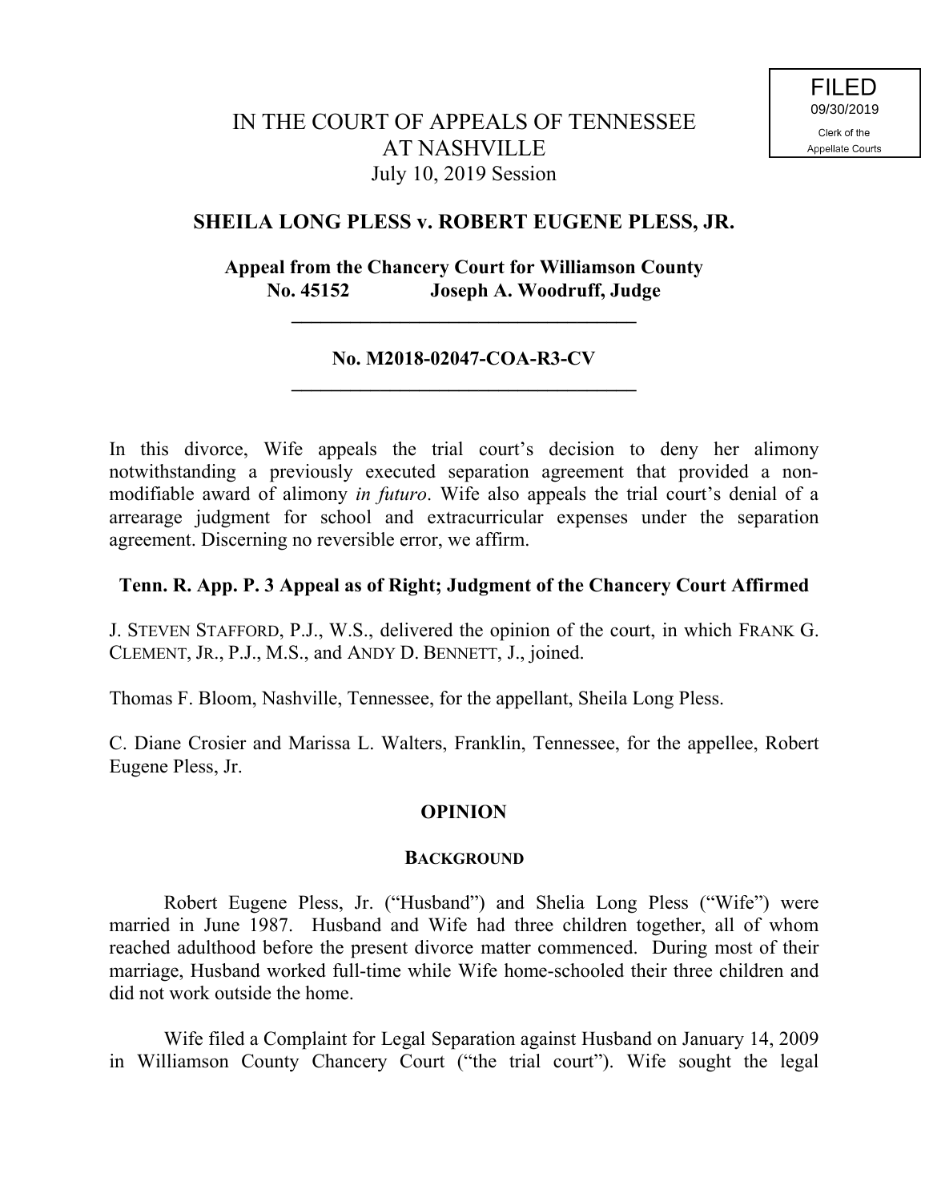FILED
09/30/2019
Clerk of the
Appellate Courts

IN THE COURT OF APPEALS OF TENNESSEE
AT NASHVILLE
July 10, 2019 Session

## SHEILA LONG PLESS v. ROBERT EUGENE PLESS, JR.

**Appeal from the Chancery Court for Williamson County**
**No. 45152 Joseph A. Woodruff, Judge**

---

**No. M2018-02047-COA-R3-CV**

---

In this divorce, Wife appeals the trial court's decision to deny her alimony notwithstanding a previously executed separation agreement that provided a non-modifiable award of alimony *in futuro*. Wife also appeals the trial court's denial of a arrearage judgment for school and extracurricular expenses under the separation agreement. Discerning no reversible error, we affirm.

**Tenn. R. App. P. 3 Appeal as of Right; Judgment of the Chancery Court Affirmed**

J. STEVEN STAFFORD, P.J., W.S., delivered the opinion of the court, in which FRANK G. CLEMENT, JR., P.J., M.S., and ANDY D. BENNETT, J., joined.

Thomas F. Bloom, Nashville, Tennessee, for the appellant, Sheila Long Pless.

C. Diane Crosier and Marissa L. Walters, Franklin, Tennessee, for the appellee, Robert Eugene Pless, Jr.

## OPINION

### BACKGROUND

Robert Eugene Pless, Jr. ("Husband") and Shelia Long Pless ("Wife") were married in June 1987. Husband and Wife had three children together, all of whom reached adulthood before the present divorce matter commenced. During most of their marriage, Husband worked full-time while Wife home-schooled their three children and did not work outside the home.

Wife filed a Complaint for Legal Separation against Husband on January 14, 2009 in Williamson County Chancery Court ("the trial court"). Wife sought the legal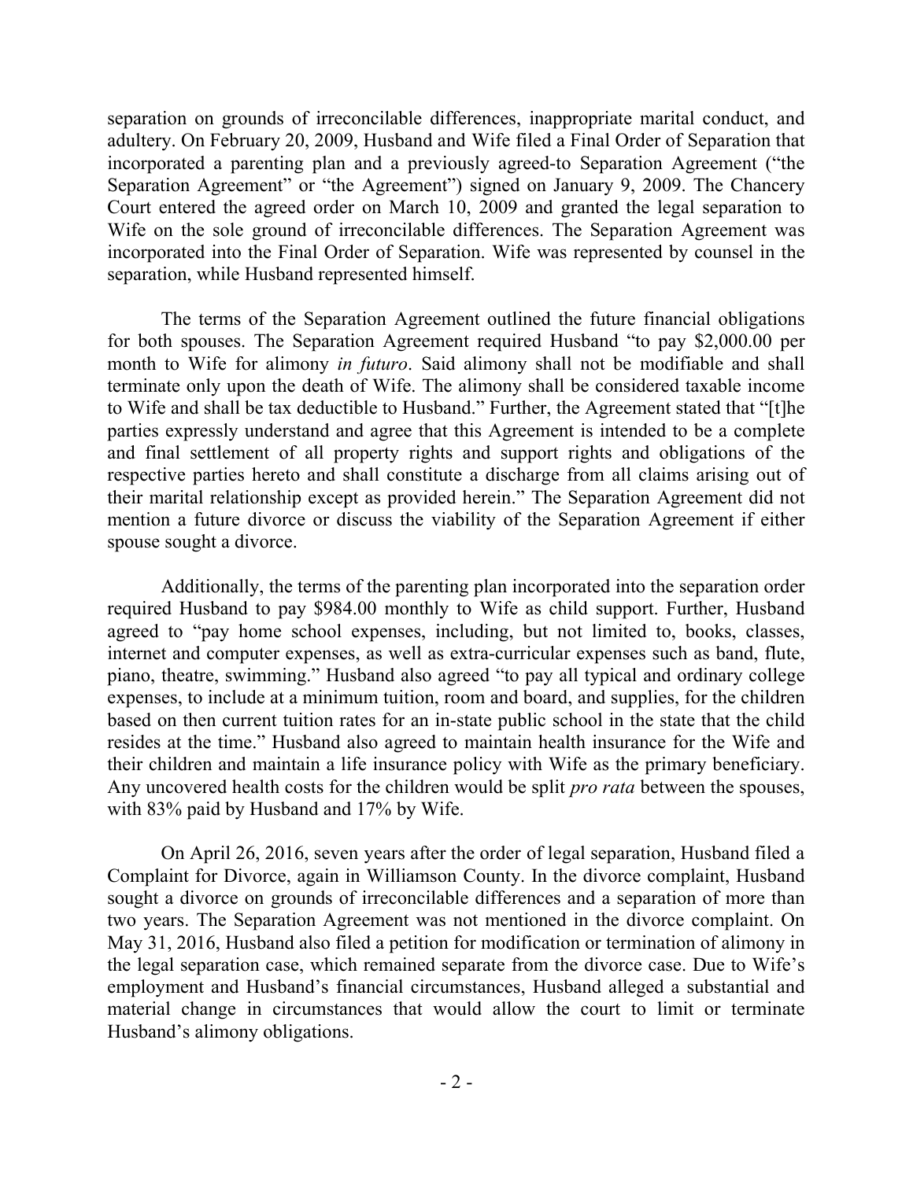separation on grounds of irreconcilable differences, inappropriate marital conduct, and adultery. On February 20, 2009, Husband and Wife filed a Final Order of Separation that incorporated a parenting plan and a previously agreed-to Separation Agreement ("the Separation Agreement" or "the Agreement") signed on January 9, 2009. The Chancery Court entered the agreed order on March 10, 2009 and granted the legal separation to Wife on the sole ground of irreconcilable differences. The Separation Agreement was incorporated into the Final Order of Separation. Wife was represented by counsel in the separation, while Husband represented himself.

The terms of the Separation Agreement outlined the future financial obligations for both spouses. The Separation Agreement required Husband "to pay $2,000.00 per month to Wife for alimony *in futuro*. Said alimony shall not be modifiable and shall terminate only upon the death of Wife. The alimony shall be considered taxable income to Wife and shall be tax deductible to Husband." Further, the Agreement stated that "[t]he parties expressly understand and agree that this Agreement is intended to be a complete and final settlement of all property rights and support rights and obligations of the respective parties hereto and shall constitute a discharge from all claims arising out of their marital relationship except as provided herein." The Separation Agreement did not mention a future divorce or discuss the viability of the Separation Agreement if either spouse sought a divorce.

Additionally, the terms of the parenting plan incorporated into the separation order required Husband to pay $984.00 monthly to Wife as child support. Further, Husband agreed to "pay home school expenses, including, but not limited to, books, classes, internet and computer expenses, as well as extra-curricular expenses such as band, flute, piano, theatre, swimming." Husband also agreed "to pay all typical and ordinary college expenses, to include at a minimum tuition, room and board, and supplies, for the children based on then current tuition rates for an in-state public school in the state that the child resides at the time." Husband also agreed to maintain health insurance for the Wife and their children and maintain a life insurance policy with Wife as the primary beneficiary. Any uncovered health costs for the children would be split *pro rata* between the spouses, with 83% paid by Husband and 17% by Wife.

On April 26, 2016, seven years after the order of legal separation, Husband filed a Complaint for Divorce, again in Williamson County. In the divorce complaint, Husband sought a divorce on grounds of irreconcilable differences and a separation of more than two years. The Separation Agreement was not mentioned in the divorce complaint. On May 31, 2016, Husband also filed a petition for modification or termination of alimony in the legal separation case, which remained separate from the divorce case. Due to Wife's employment and Husband's financial circumstances, Husband alleged a substantial and material change in circumstances that would allow the court to limit or terminate Husband's alimony obligations.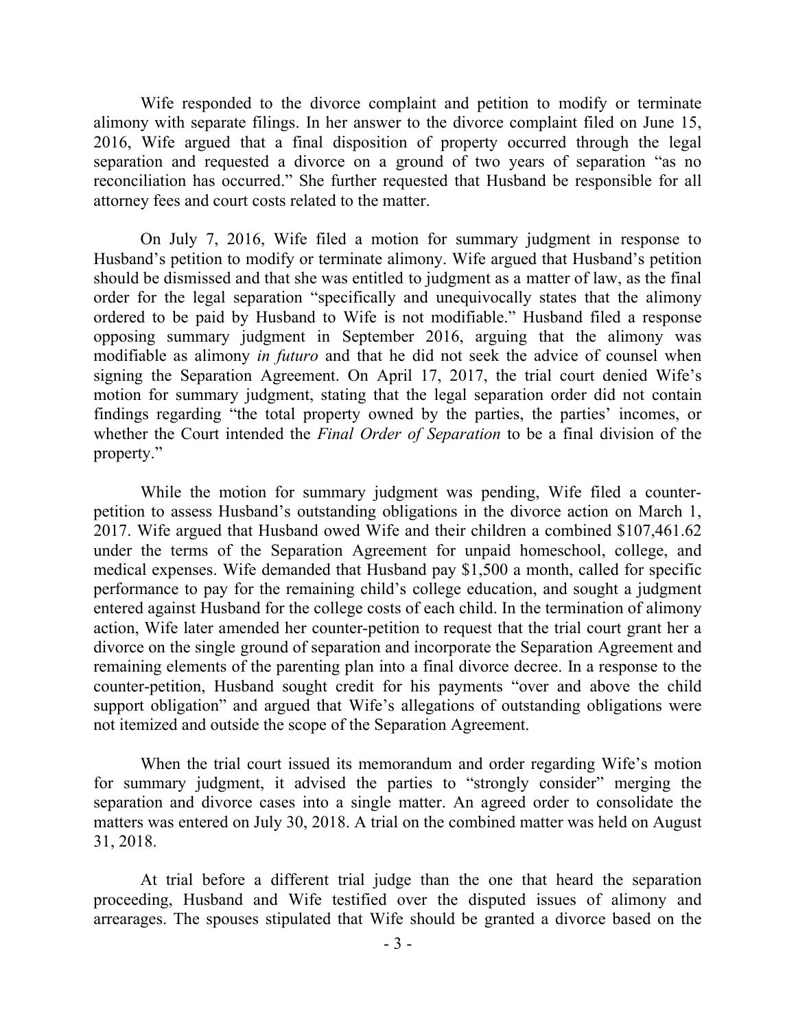Wife responded to the divorce complaint and petition to modify or terminate alimony with separate filings. In her answer to the divorce complaint filed on June 15, 2016, Wife argued that a final disposition of property occurred through the legal separation and requested a divorce on a ground of two years of separation "as no reconciliation has occurred." She further requested that Husband be responsible for all attorney fees and court costs related to the matter.

On July 7, 2016, Wife filed a motion for summary judgment in response to Husband's petition to modify or terminate alimony. Wife argued that Husband's petition should be dismissed and that she was entitled to judgment as a matter of law, as the final order for the legal separation "specifically and unequivocally states that the alimony ordered to be paid by Husband to Wife is not modifiable." Husband filed a response opposing summary judgment in September 2016, arguing that the alimony was modifiable as alimony *in futuro* and that he did not seek the advice of counsel when signing the Separation Agreement. On April 17, 2017, the trial court denied Wife's motion for summary judgment, stating that the legal separation order did not contain findings regarding "the total property owned by the parties, the parties' incomes, or whether the Court intended the *Final Order of Separation* to be a final division of the property."

While the motion for summary judgment was pending, Wife filed a counter-petition to assess Husband's outstanding obligations in the divorce action on March 1, 2017. Wife argued that Husband owed Wife and their children a combined $107,461.62 under the terms of the Separation Agreement for unpaid homeschool, college, and medical expenses. Wife demanded that Husband pay $1,500 a month, called for specific performance to pay for the remaining child's college education, and sought a judgment entered against Husband for the college costs of each child. In the termination of alimony action, Wife later amended her counter-petition to request that the trial court grant her a divorce on the single ground of separation and incorporate the Separation Agreement and remaining elements of the parenting plan into a final divorce decree. In a response to the counter-petition, Husband sought credit for his payments "over and above the child support obligation" and argued that Wife's allegations of outstanding obligations were not itemized and outside the scope of the Separation Agreement.

When the trial court issued its memorandum and order regarding Wife's motion for summary judgment, it advised the parties to "strongly consider" merging the separation and divorce cases into a single matter. An agreed order to consolidate the matters was entered on July 30, 2018. A trial on the combined matter was held on August 31, 2018.

At trial before a different trial judge than the one that heard the separation proceeding, Husband and Wife testified over the disputed issues of alimony and arrearages. The spouses stipulated that Wife should be granted a divorce based on the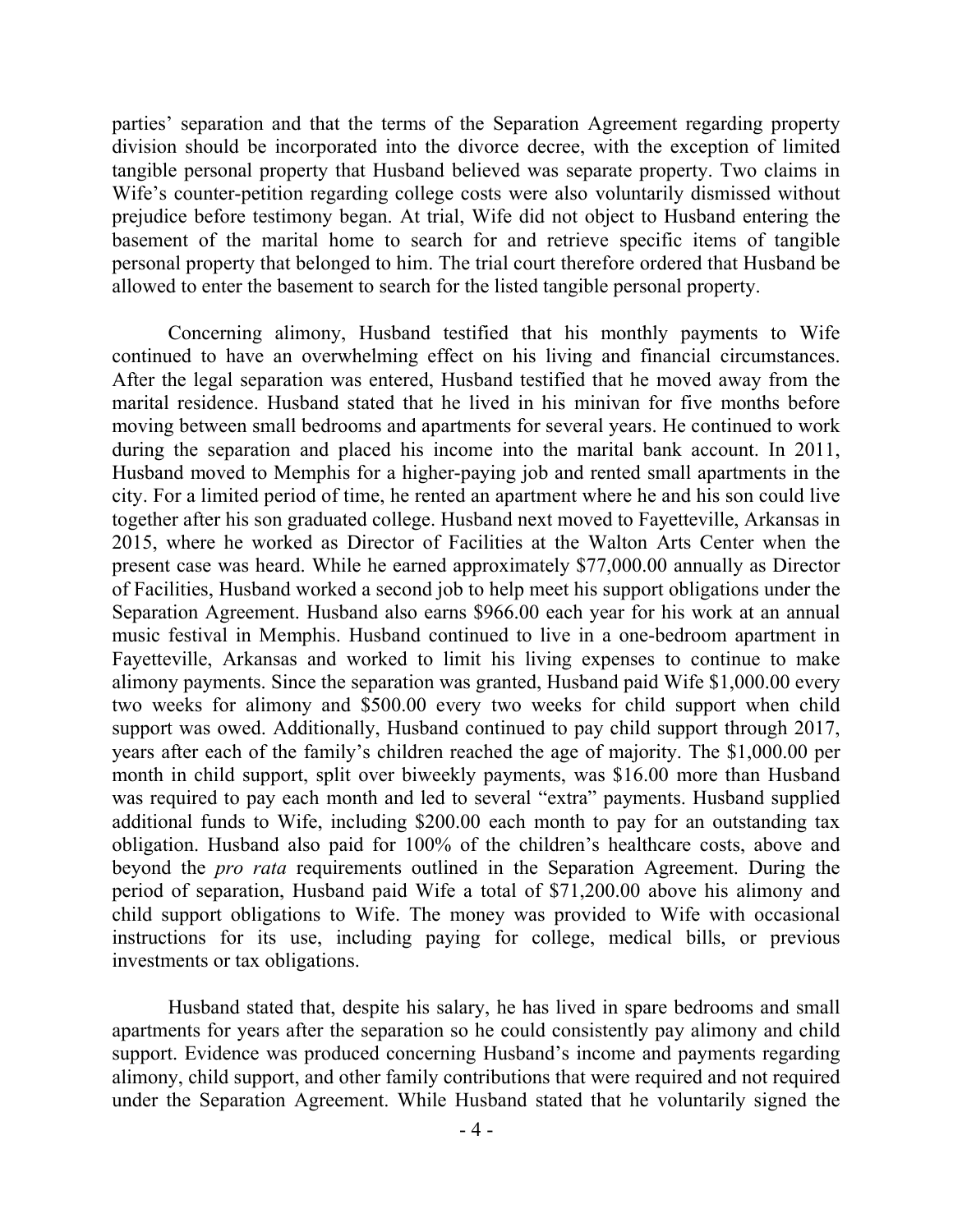parties' separation and that the terms of the Separation Agreement regarding property division should be incorporated into the divorce decree, with the exception of limited tangible personal property that Husband believed was separate property. Two claims in Wife's counter-petition regarding college costs were also voluntarily dismissed without prejudice before testimony began. At trial, Wife did not object to Husband entering the basement of the marital home to search for and retrieve specific items of tangible personal property that belonged to him. The trial court therefore ordered that Husband be allowed to enter the basement to search for the listed tangible personal property.

Concerning alimony, Husband testified that his monthly payments to Wife continued to have an overwhelming effect on his living and financial circumstances. After the legal separation was entered, Husband testified that he moved away from the marital residence. Husband stated that he lived in his minivan for five months before moving between small bedrooms and apartments for several years. He continued to work during the separation and placed his income into the marital bank account. In 2011, Husband moved to Memphis for a higher-paying job and rented small apartments in the city. For a limited period of time, he rented an apartment where he and his son could live together after his son graduated college. Husband next moved to Fayetteville, Arkansas in 2015, where he worked as Director of Facilities at the Walton Arts Center when the present case was heard. While he earned approximately $77,000.00 annually as Director of Facilities, Husband worked a second job to help meet his support obligations under the Separation Agreement. Husband also earns $966.00 each year for his work at an annual music festival in Memphis. Husband continued to live in a one-bedroom apartment in Fayetteville, Arkansas and worked to limit his living expenses to continue to make alimony payments. Since the separation was granted, Husband paid Wife $1,000.00 every two weeks for alimony and $500.00 every two weeks for child support when child support was owed. Additionally, Husband continued to pay child support through 2017, years after each of the family's children reached the age of majority. The $1,000.00 per month in child support, split over biweekly payments, was $16.00 more than Husband was required to pay each month and led to several "extra" payments. Husband supplied additional funds to Wife, including $200.00 each month to pay for an outstanding tax obligation. Husband also paid for 100% of the children's healthcare costs, above and beyond the *pro rata* requirements outlined in the Separation Agreement. During the period of separation, Husband paid Wife a total of $71,200.00 above his alimony and child support obligations to Wife. The money was provided to Wife with occasional instructions for its use, including paying for college, medical bills, or previous investments or tax obligations.

Husband stated that, despite his salary, he has lived in spare bedrooms and small apartments for years after the separation so he could consistently pay alimony and child support. Evidence was produced concerning Husband's income and payments regarding alimony, child support, and other family contributions that were required and not required under the Separation Agreement. While Husband stated that he voluntarily signed the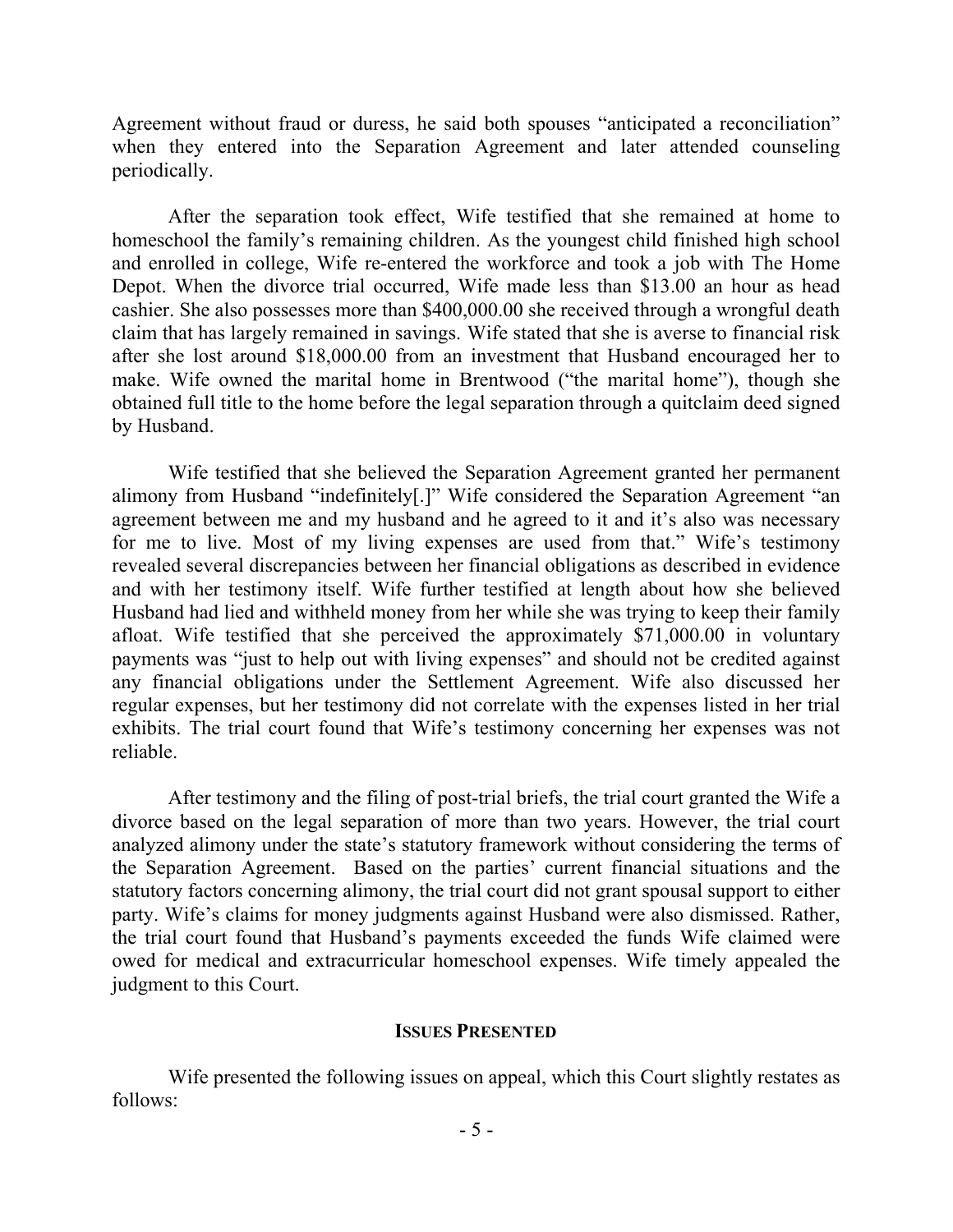Agreement without fraud or duress, he said both spouses "anticipated a reconciliation" when they entered into the Separation Agreement and later attended counseling periodically.

After the separation took effect, Wife testified that she remained at home to homeschool the family's remaining children. As the youngest child finished high school and enrolled in college, Wife re-entered the workforce and took a job with The Home Depot. When the divorce trial occurred, Wife made less than $13.00 an hour as head cashier. She also possesses more than $400,000.00 she received through a wrongful death claim that has largely remained in savings. Wife stated that she is averse to financial risk after she lost around $18,000.00 from an investment that Husband encouraged her to make. Wife owned the marital home in Brentwood ("the marital home"), though she obtained full title to the home before the legal separation through a quitclaim deed signed by Husband.

Wife testified that she believed the Separation Agreement granted her permanent alimony from Husband "indefinitely[.]" Wife considered the Separation Agreement "an agreement between me and my husband and he agreed to it and it's also was necessary for me to live. Most of my living expenses are used from that." Wife's testimony revealed several discrepancies between her financial obligations as described in evidence and with her testimony itself. Wife further testified at length about how she believed Husband had lied and withheld money from her while she was trying to keep their family afloat. Wife testified that she perceived the approximately $71,000.00 in voluntary payments was "just to help out with living expenses" and should not be credited against any financial obligations under the Settlement Agreement. Wife also discussed her regular expenses, but her testimony did not correlate with the expenses listed in her trial exhibits. The trial court found that Wife's testimony concerning her expenses was not reliable.

After testimony and the filing of post-trial briefs, the trial court granted the Wife a divorce based on the legal separation of more than two years. However, the trial court analyzed alimony under the state's statutory framework without considering the terms of the Separation Agreement. Based on the parties' current financial situations and the statutory factors concerning alimony, the trial court did not grant spousal support to either party. Wife's claims for money judgments against Husband were also dismissed. Rather, the trial court found that Husband's payments exceeded the funds Wife claimed were owed for medical and extracurricular homeschool expenses. Wife timely appealed the judgment to this Court.

## ISSUES PRESENTED

Wife presented the following issues on appeal, which this Court slightly restates as follows: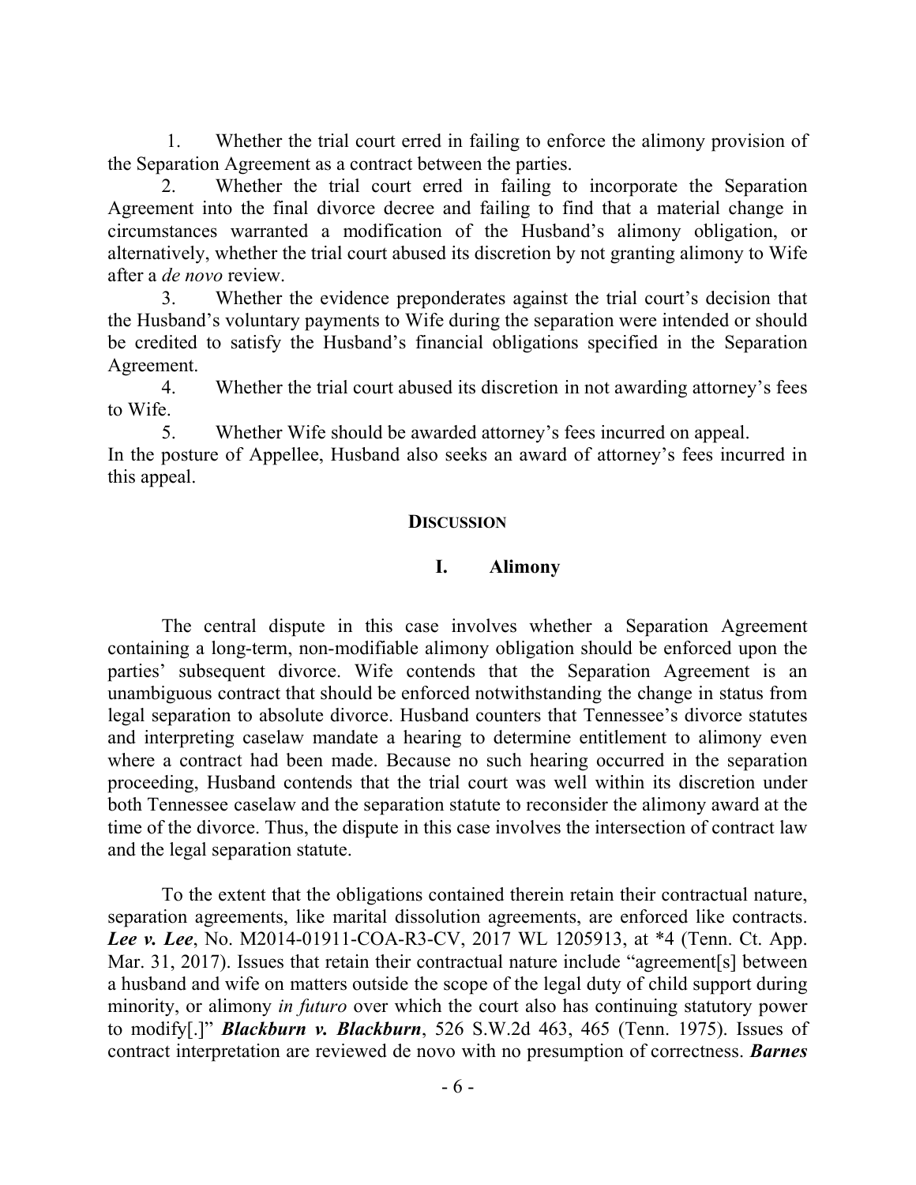1. Whether the trial court erred in failing to enforce the alimony provision of the Separation Agreement as a contract between the parties.
2. Whether the trial court erred in failing to incorporate the Separation Agreement into the final divorce decree and failing to find that a material change in circumstances warranted a modification of the Husband's alimony obligation, or alternatively, whether the trial court abused its discretion by not granting alimony to Wife after a *de novo* review.
3. Whether the evidence preponderates against the trial court's decision that the Husband's voluntary payments to Wife during the separation were intended or should be credited to satisfy the Husband's financial obligations specified in the Separation Agreement.
4. Whether the trial court abused its discretion in not awarding attorney's fees to Wife.
5. Whether Wife should be awarded attorney's fees incurred on appeal.

In the posture of Appellee, Husband also seeks an award of attorney's fees incurred in this appeal.

## DISCUSSION

### I. Alimony

The central dispute in this case involves whether a Separation Agreement containing a long-term, non-modifiable alimony obligation should be enforced upon the parties' subsequent divorce. Wife contends that the Separation Agreement is an unambiguous contract that should be enforced notwithstanding the change in status from legal separation to absolute divorce. Husband counters that Tennessee's divorce statutes and interpreting caselaw mandate a hearing to determine entitlement to alimony even where a contract had been made. Because no such hearing occurred in the separation proceeding, Husband contends that the trial court was well within its discretion under both Tennessee caselaw and the separation statute to reconsider the alimony award at the time of the divorce. Thus, the dispute in this case involves the intersection of contract law and the legal separation statute.

To the extent that the obligations contained therein retain their contractual nature, separation agreements, like marital dissolution agreements, are enforced like contracts. ***Lee v. Lee***, No. M2014-01911-COA-R3-CV, 2017 WL 1205913, at *4 (Tenn. Ct. App. Mar. 31, 2017). Issues that retain their contractual nature include "agreement[s] between a husband and wife on matters outside the scope of the legal duty of child support during minority, or alimony *in futuro* over which the court also has continuing statutory power to modify[.]" ***Blackburn v. Blackburn***, 526 S.W.2d 463, 465 (Tenn. 1975). Issues of contract interpretation are reviewed de novo with no presumption of correctness. ***Barnes***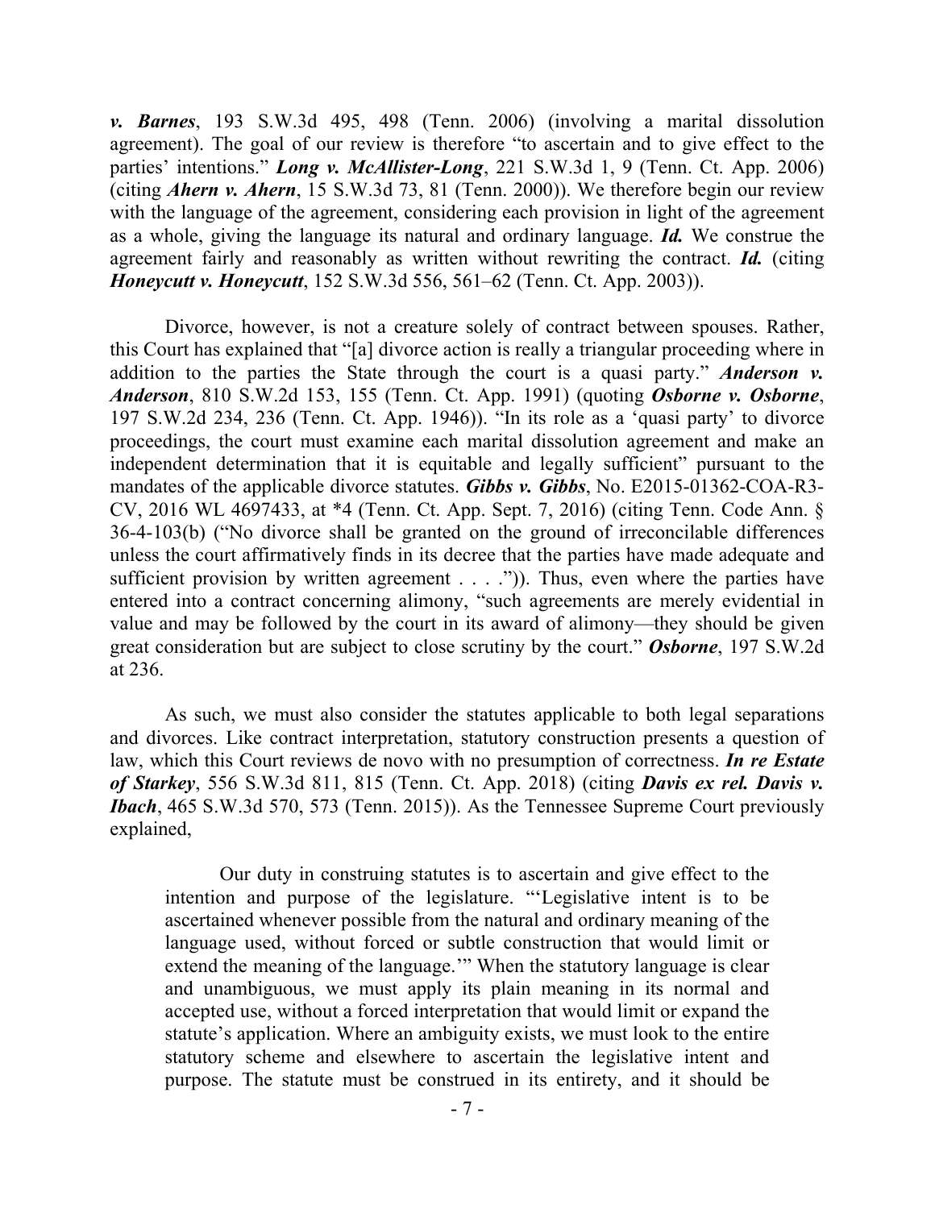***v. Barnes***, 193 S.W.3d 495, 498 (Tenn. 2006) (involving a marital dissolution agreement). The goal of our review is therefore "to ascertain and to give effect to the parties' intentions." ***Long v. McAllister-Long***, 221 S.W.3d 1, 9 (Tenn. Ct. App. 2006) (citing ***Ahern v. Ahern***, 15 S.W.3d 73, 81 (Tenn. 2000)). We therefore begin our review with the language of the agreement, considering each provision in light of the agreement as a whole, giving the language its natural and ordinary language. ***Id.*** We construe the agreement fairly and reasonably as written without rewriting the contract. ***Id.*** (citing ***Honeycutt v. Honeycutt***, 152 S.W.3d 556, 561–62 (Tenn. Ct. App. 2003)).

Divorce, however, is not a creature solely of contract between spouses. Rather, this Court has explained that "[a] divorce action is really a triangular proceeding where in addition to the parties the State through the court is a quasi party." ***Anderson v. Anderson***, 810 S.W.2d 153, 155 (Tenn. Ct. App. 1991) (quoting ***Osborne v. Osborne***, 197 S.W.2d 234, 236 (Tenn. Ct. App. 1946)). "In its role as a 'quasi party' to divorce proceedings, the court must examine each marital dissolution agreement and make an independent determination that it is equitable and legally sufficient" pursuant to the mandates of the applicable divorce statutes. ***Gibbs v. Gibbs***, No. E2015-01362-COA-R3-CV, 2016 WL 4697433, at *4 (Tenn. Ct. App. Sept. 7, 2016) (citing Tenn. Code Ann. § 36-4-103(b) ("No divorce shall be granted on the ground of irreconcilable differences unless the court affirmatively finds in its decree that the parties have made adequate and sufficient provision by written agreement . . . .")). Thus, even where the parties have entered into a contract concerning alimony, "such agreements are merely evidential in value and may be followed by the court in its award of alimony—they should be given great consideration but are subject to close scrutiny by the court." ***Osborne***, 197 S.W.2d at 236.

As such, we must also consider the statutes applicable to both legal separations and divorces. Like contract interpretation, statutory construction presents a question of law, which this Court reviews de novo with no presumption of correctness. ***In re Estate of Starkey***, 556 S.W.3d 811, 815 (Tenn. Ct. App. 2018) (citing ***Davis ex rel. Davis v. Ibach***, 465 S.W.3d 570, 573 (Tenn. 2015)). As the Tennessee Supreme Court previously explained,

> Our duty in construing statutes is to ascertain and give effect to the intention and purpose of the legislature. "'Legislative intent is to be ascertained whenever possible from the natural and ordinary meaning of the language used, without forced or subtle construction that would limit or extend the meaning of the language.'" When the statutory language is clear and unambiguous, we must apply its plain meaning in its normal and accepted use, without a forced interpretation that would limit or expand the statute's application. Where an ambiguity exists, we must look to the entire statutory scheme and elsewhere to ascertain the legislative intent and purpose. The statute must be construed in its entirety, and it should be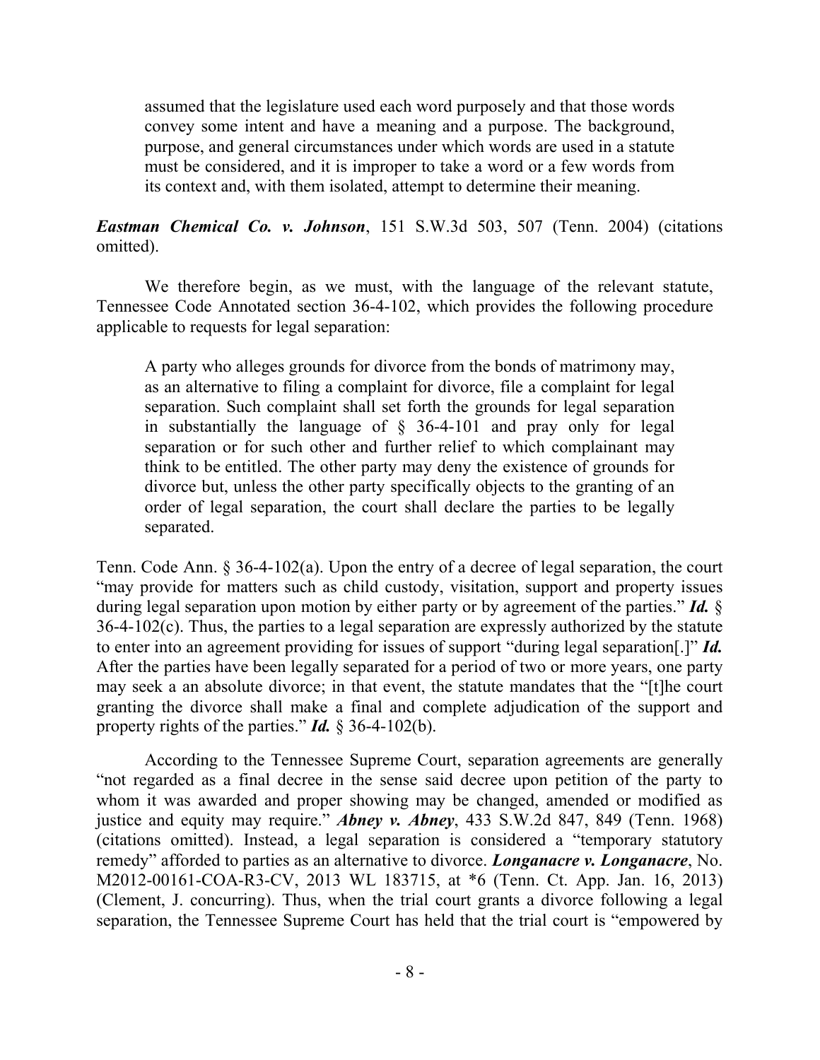> assumed that the legislature used each word purposely and that those words convey some intent and have a meaning and a purpose. The background, purpose, and general circumstances under which words are used in a statute must be considered, and it is improper to take a word or a few words from its context and, with them isolated, attempt to determine their meaning.

***Eastman Chemical Co. v. Johnson***, 151 S.W.3d 503, 507 (Tenn. 2004) (citations omitted).

We therefore begin, as we must, with the language of the relevant statute, Tennessee Code Annotated section 36-4-102, which provides the following procedure applicable to requests for legal separation:

> A party who alleges grounds for divorce from the bonds of matrimony may, as an alternative to filing a complaint for divorce, file a complaint for legal separation. Such complaint shall set forth the grounds for legal separation in substantially the language of § 36-4-101 and pray only for legal separation or for such other and further relief to which complainant may think to be entitled. The other party may deny the existence of grounds for divorce but, unless the other party specifically objects to the granting of an order of legal separation, the court shall declare the parties to be legally separated.

Tenn. Code Ann. § 36-4-102(a). Upon the entry of a decree of legal separation, the court "may provide for matters such as child custody, visitation, support and property issues during legal separation upon motion by either party or by agreement of the parties." ***Id.*** § 36-4-102(c). Thus, the parties to a legal separation are expressly authorized by the statute to enter into an agreement providing for issues of support "during legal separation[.]" ***Id.*** After the parties have been legally separated for a period of two or more years, one party may seek a an absolute divorce; in that event, the statute mandates that the "[t]he court granting the divorce shall make a final and complete adjudication of the support and property rights of the parties." ***Id.*** § 36-4-102(b).

According to the Tennessee Supreme Court, separation agreements are generally "not regarded as a final decree in the sense said decree upon petition of the party to whom it was awarded and proper showing may be changed, amended or modified as justice and equity may require." ***Abney v. Abney***, 433 S.W.2d 847, 849 (Tenn. 1968) (citations omitted). Instead, a legal separation is considered a "temporary statutory remedy" afforded to parties as an alternative to divorce. ***Longanacre v. Longanacre***, No. M2012-00161-COA-R3-CV, 2013 WL 183715, at *6 (Tenn. Ct. App. Jan. 16, 2013) (Clement, J. concurring). Thus, when the trial court grants a divorce following a legal separation, the Tennessee Supreme Court has held that the trial court is "empowered by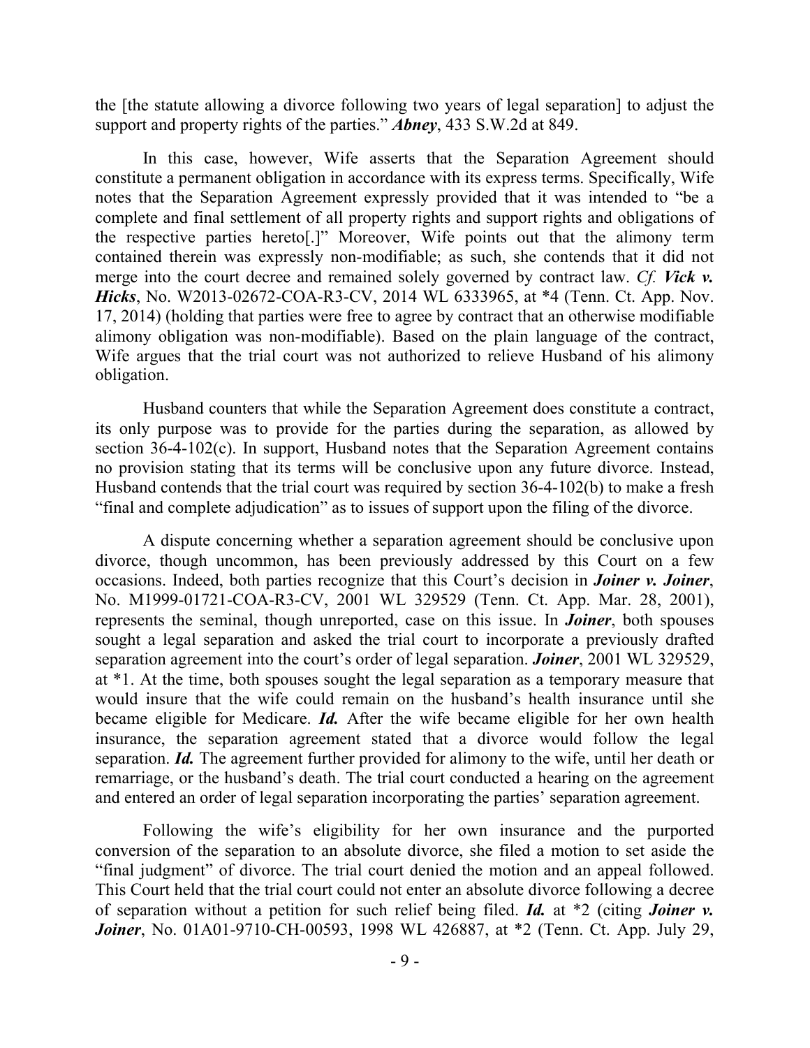the [the statute allowing a divorce following two years of legal separation] to adjust the support and property rights of the parties." ***Abney***, 433 S.W.2d at 849.

In this case, however, Wife asserts that the Separation Agreement should constitute a permanent obligation in accordance with its express terms. Specifically, Wife notes that the Separation Agreement expressly provided that it was intended to "be a complete and final settlement of all property rights and support rights and obligations of the respective parties hereto[.]" Moreover, Wife points out that the alimony term contained therein was expressly non-modifiable; as such, she contends that it did not merge into the court decree and remained solely governed by contract law. *Cf.* ***Vick v. Hicks***, No. W2013-02672-COA-R3-CV, 2014 WL 6333965, at *4 (Tenn. Ct. App. Nov. 17, 2014) (holding that parties were free to agree by contract that an otherwise modifiable alimony obligation was non-modifiable). Based on the plain language of the contract, Wife argues that the trial court was not authorized to relieve Husband of his alimony obligation.

Husband counters that while the Separation Agreement does constitute a contract, its only purpose was to provide for the parties during the separation, as allowed by section 36-4-102(c). In support, Husband notes that the Separation Agreement contains no provision stating that its terms will be conclusive upon any future divorce. Instead, Husband contends that the trial court was required by section 36-4-102(b) to make a fresh "final and complete adjudication" as to issues of support upon the filing of the divorce.

A dispute concerning whether a separation agreement should be conclusive upon divorce, though uncommon, has been previously addressed by this Court on a few occasions. Indeed, both parties recognize that this Court's decision in ***Joiner v. Joiner***, No. M1999-01721-COA-R3-CV, 2001 WL 329529 (Tenn. Ct. App. Mar. 28, 2001), represents the seminal, though unreported, case on this issue. In ***Joiner***, both spouses sought a legal separation and asked the trial court to incorporate a previously drafted separation agreement into the court's order of legal separation. ***Joiner***, 2001 WL 329529, at *1. At the time, both spouses sought the legal separation as a temporary measure that would insure that the wife could remain on the husband's health insurance until she became eligible for Medicare. ***Id.*** After the wife became eligible for her own health insurance, the separation agreement stated that a divorce would follow the legal separation. ***Id.*** The agreement further provided for alimony to the wife, until her death or remarriage, or the husband's death. The trial court conducted a hearing on the agreement and entered an order of legal separation incorporating the parties' separation agreement.

Following the wife's eligibility for her own insurance and the purported conversion of the separation to an absolute divorce, she filed a motion to set aside the "final judgment" of divorce. The trial court denied the motion and an appeal followed. This Court held that the trial court could not enter an absolute divorce following a decree of separation without a petition for such relief being filed. ***Id.*** at *2 (citing ***Joiner v. Joiner***, No. 01A01-9710-CH-00593, 1998 WL 426887, at *2 (Tenn. Ct. App. July 29,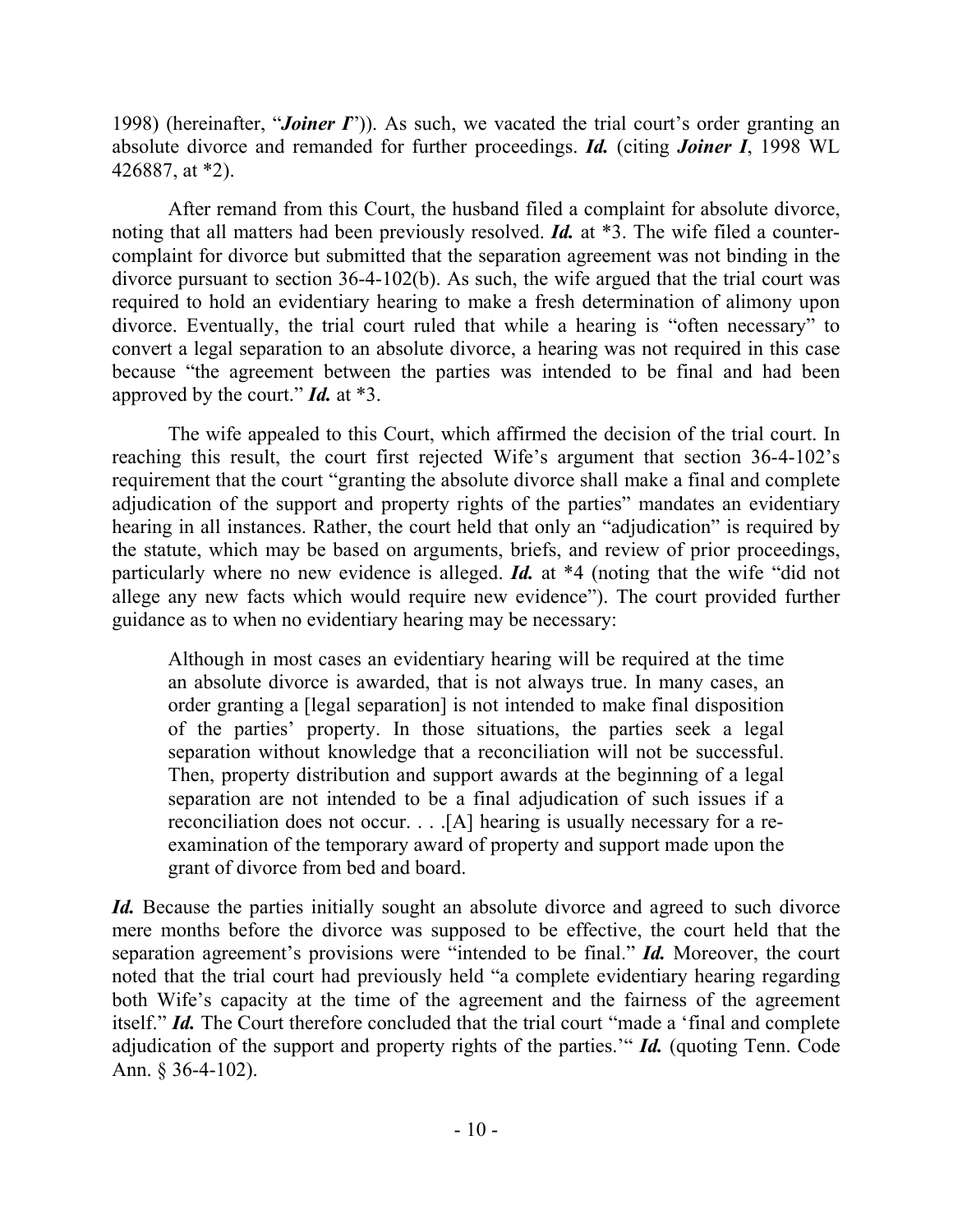1998) (hereinafter, "***Joiner I***")). As such, we vacated the trial court's order granting an absolute divorce and remanded for further proceedings. ***Id.*** (citing ***Joiner I***, 1998 WL 426887, at *2).

After remand from this Court, the husband filed a complaint for absolute divorce, noting that all matters had been previously resolved. ***Id.*** at *3. The wife filed a counter-complaint for divorce but submitted that the separation agreement was not binding in the divorce pursuant to section 36-4-102(b). As such, the wife argued that the trial court was required to hold an evidentiary hearing to make a fresh determination of alimony upon divorce. Eventually, the trial court ruled that while a hearing is "often necessary" to convert a legal separation to an absolute divorce, a hearing was not required in this case because "the agreement between the parties was intended to be final and had been approved by the court." ***Id.*** at *3.

The wife appealed to this Court, which affirmed the decision of the trial court. In reaching this result, the court first rejected Wife's argument that section 36-4-102's requirement that the court "granting the absolute divorce shall make a final and complete adjudication of the support and property rights of the parties" mandates an evidentiary hearing in all instances. Rather, the court held that only an "adjudication" is required by the statute, which may be based on arguments, briefs, and review of prior proceedings, particularly where no new evidence is alleged. ***Id.*** at *4 (noting that the wife "did not allege any new facts which would require new evidence"). The court provided further guidance as to when no evidentiary hearing may be necessary:

> Although in most cases an evidentiary hearing will be required at the time an absolute divorce is awarded, that is not always true. In many cases, an order granting a [legal separation] is not intended to make final disposition of the parties' property. In those situations, the parties seek a legal separation without knowledge that a reconciliation will not be successful. Then, property distribution and support awards at the beginning of a legal separation are not intended to be a final adjudication of such issues if a reconciliation does not occur. . . .[A] hearing is usually necessary for a re-examination of the temporary award of property and support made upon the grant of divorce from bed and board.

***Id.*** Because the parties initially sought an absolute divorce and agreed to such divorce mere months before the divorce was supposed to be effective, the court held that the separation agreement's provisions were "intended to be final." ***Id.*** Moreover, the court noted that the trial court had previously held "a complete evidentiary hearing regarding both Wife's capacity at the time of the agreement and the fairness of the agreement itself." ***Id.*** The Court therefore concluded that the trial court "made a 'final and complete adjudication of the support and property rights of the parties.'" ***Id.*** (quoting Tenn. Code Ann. § 36-4-102).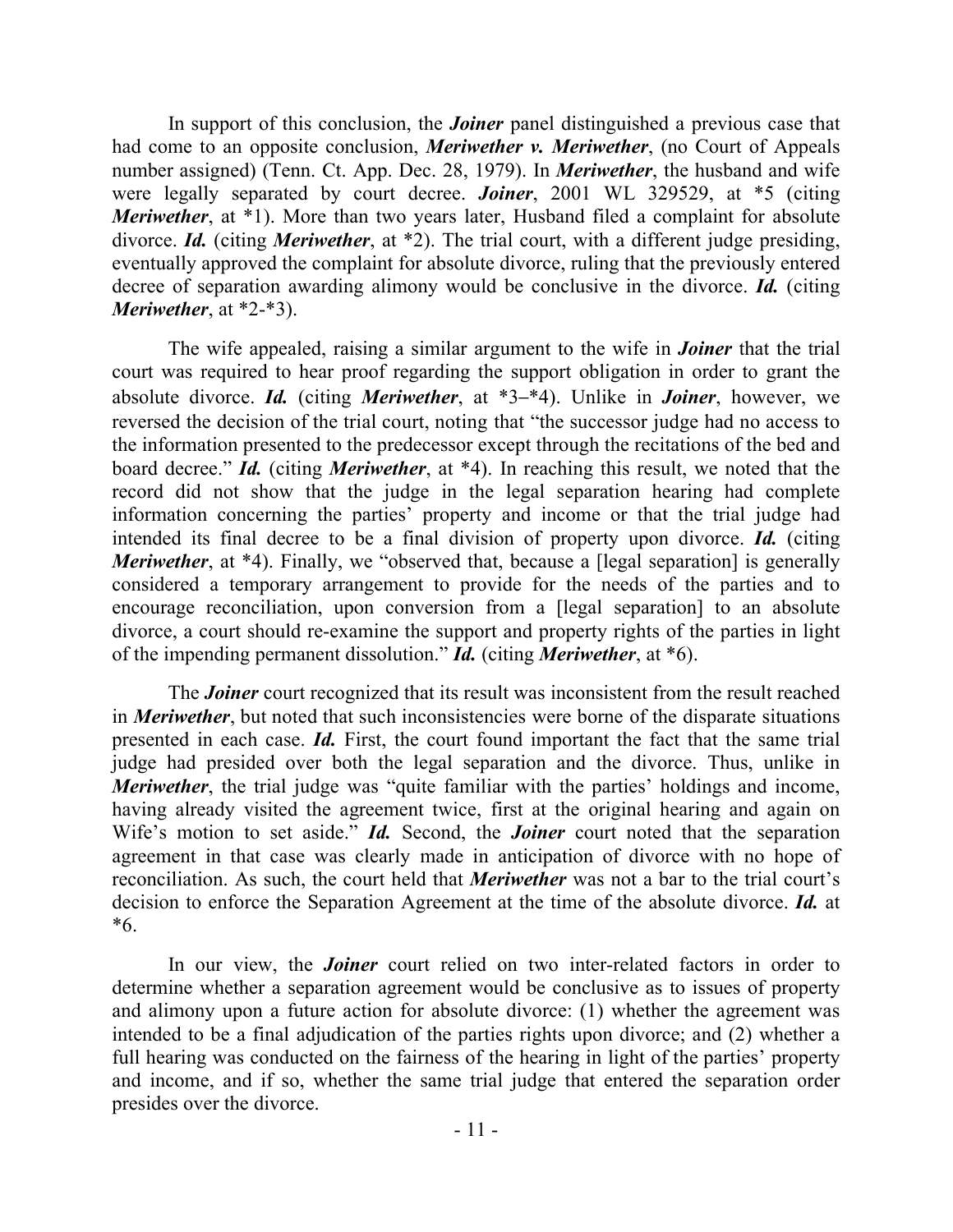In support of this conclusion, the ***Joiner*** panel distinguished a previous case that had come to an opposite conclusion, ***Meriwether v. Meriwether***, (no Court of Appeals number assigned) (Tenn. Ct. App. Dec. 28, 1979). In ***Meriwether***, the husband and wife were legally separated by court decree. ***Joiner***, 2001 WL 329529, at *5 (citing ***Meriwether***, at *1). More than two years later, Husband filed a complaint for absolute divorce. ***Id.*** (citing ***Meriwether***, at *2). The trial court, with a different judge presiding, eventually approved the complaint for absolute divorce, ruling that the previously entered decree of separation awarding alimony would be conclusive in the divorce. ***Id.*** (citing ***Meriwether***, at *2-*3).

The wife appealed, raising a similar argument to the wife in ***Joiner*** that the trial court was required to hear proof regarding the support obligation in order to grant the absolute divorce. ***Id.*** (citing ***Meriwether***, at *3–*4). Unlike in ***Joiner***, however, we reversed the decision of the trial court, noting that "the successor judge had no access to the information presented to the predecessor except through the recitations of the bed and board decree." ***Id.*** (citing ***Meriwether***, at *4). In reaching this result, we noted that the record did not show that the judge in the legal separation hearing had complete information concerning the parties' property and income or that the trial judge had intended its final decree to be a final division of property upon divorce. ***Id.*** (citing ***Meriwether***, at *4). Finally, we "observed that, because a [legal separation] is generally considered a temporary arrangement to provide for the needs of the parties and to encourage reconciliation, upon conversion from a [legal separation] to an absolute divorce, a court should re-examine the support and property rights of the parties in light of the impending permanent dissolution." ***Id.*** (citing ***Meriwether***, at *6).

The ***Joiner*** court recognized that its result was inconsistent from the result reached in ***Meriwether***, but noted that such inconsistencies were borne of the disparate situations presented in each case. ***Id.*** First, the court found important the fact that the same trial judge had presided over both the legal separation and the divorce. Thus, unlike in ***Meriwether***, the trial judge was "quite familiar with the parties' holdings and income, having already visited the agreement twice, first at the original hearing and again on Wife's motion to set aside." ***Id.*** Second, the ***Joiner*** court noted that the separation agreement in that case was clearly made in anticipation of divorce with no hope of reconciliation. As such, the court held that ***Meriwether*** was not a bar to the trial court's decision to enforce the Separation Agreement at the time of the absolute divorce. ***Id.*** at *6.

In our view, the ***Joiner*** court relied on two inter-related factors in order to determine whether a separation agreement would be conclusive as to issues of property and alimony upon a future action for absolute divorce: (1) whether the agreement was intended to be a final adjudication of the parties rights upon divorce; and (2) whether a full hearing was conducted on the fairness of the hearing in light of the parties' property and income, and if so, whether the same trial judge that entered the separation order presides over the divorce.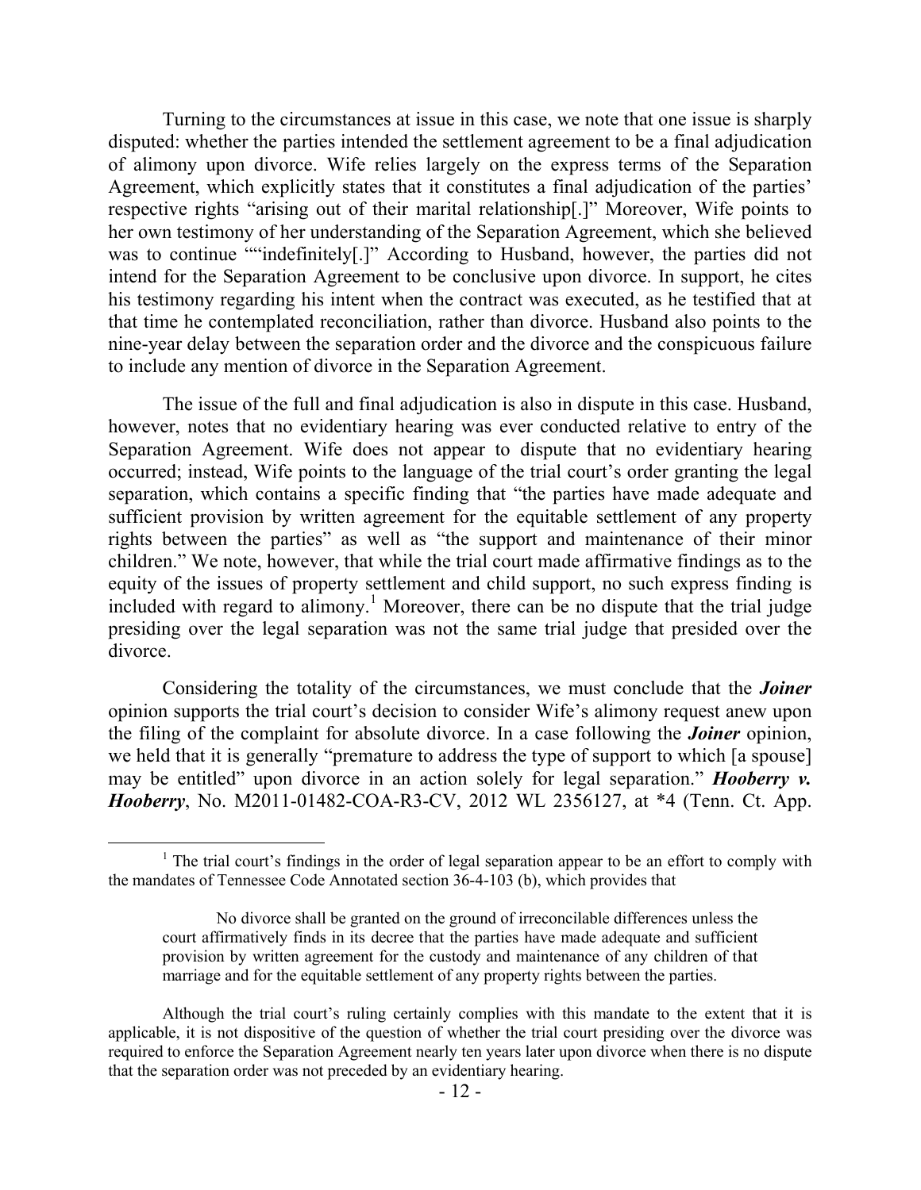Turning to the circumstances at issue in this case, we note that one issue is sharply disputed: whether the parties intended the settlement agreement to be a final adjudication of alimony upon divorce. Wife relies largely on the express terms of the Separation Agreement, which explicitly states that it constitutes a final adjudication of the parties' respective rights "arising out of their marital relationship[.]" Moreover, Wife points to her own testimony of her understanding of the Separation Agreement, which she believed was to continue ""indefinitely[.]" According to Husband, however, the parties did not intend for the Separation Agreement to be conclusive upon divorce. In support, he cites his testimony regarding his intent when the contract was executed, as he testified that at that time he contemplated reconciliation, rather than divorce. Husband also points to the nine-year delay between the separation order and the divorce and the conspicuous failure to include any mention of divorce in the Separation Agreement.

The issue of the full and final adjudication is also in dispute in this case. Husband, however, notes that no evidentiary hearing was ever conducted relative to entry of the Separation Agreement. Wife does not appear to dispute that no evidentiary hearing occurred; instead, Wife points to the language of the trial court's order granting the legal separation, which contains a specific finding that "the parties have made adequate and sufficient provision by written agreement for the equitable settlement of any property rights between the parties" as well as "the support and maintenance of their minor children." We note, however, that while the trial court made affirmative findings as to the equity of the issues of property settlement and child support, no such express finding is included with regard to alimony.[1] Moreover, there can be no dispute that the trial judge presiding over the legal separation was not the same trial judge that presided over the divorce.

Considering the totality of the circumstances, we must conclude that the ***Joiner*** opinion supports the trial court's decision to consider Wife's alimony request anew upon the filing of the complaint for absolute divorce. In a case following the ***Joiner*** opinion, we held that it is generally "premature to address the type of support to which [a spouse] may be entitled" upon divorce in an action solely for legal separation." ***Hooberry v. Hooberry***, No. M2011-01482-COA-R3-CV, 2012 WL 2356127, at *4 (Tenn. Ct. App.

---

[1] The trial court's findings in the order of legal separation appear to be an effort to comply with the mandates of Tennessee Code Annotated section 36-4-103 (b), which provides that

> No divorce shall be granted on the ground of irreconcilable differences unless the court affirmatively finds in its decree that the parties have made adequate and sufficient provision by written agreement for the custody and maintenance of any children of that marriage and for the equitable settlement of any property rights between the parties.

Although the trial court's ruling certainly complies with this mandate to the extent that it is applicable, it is not dispositive of the question of whether the trial court presiding over the divorce was required to enforce the Separation Agreement nearly ten years later upon divorce when there is no dispute that the separation order was not preceded by an evidentiary hearing.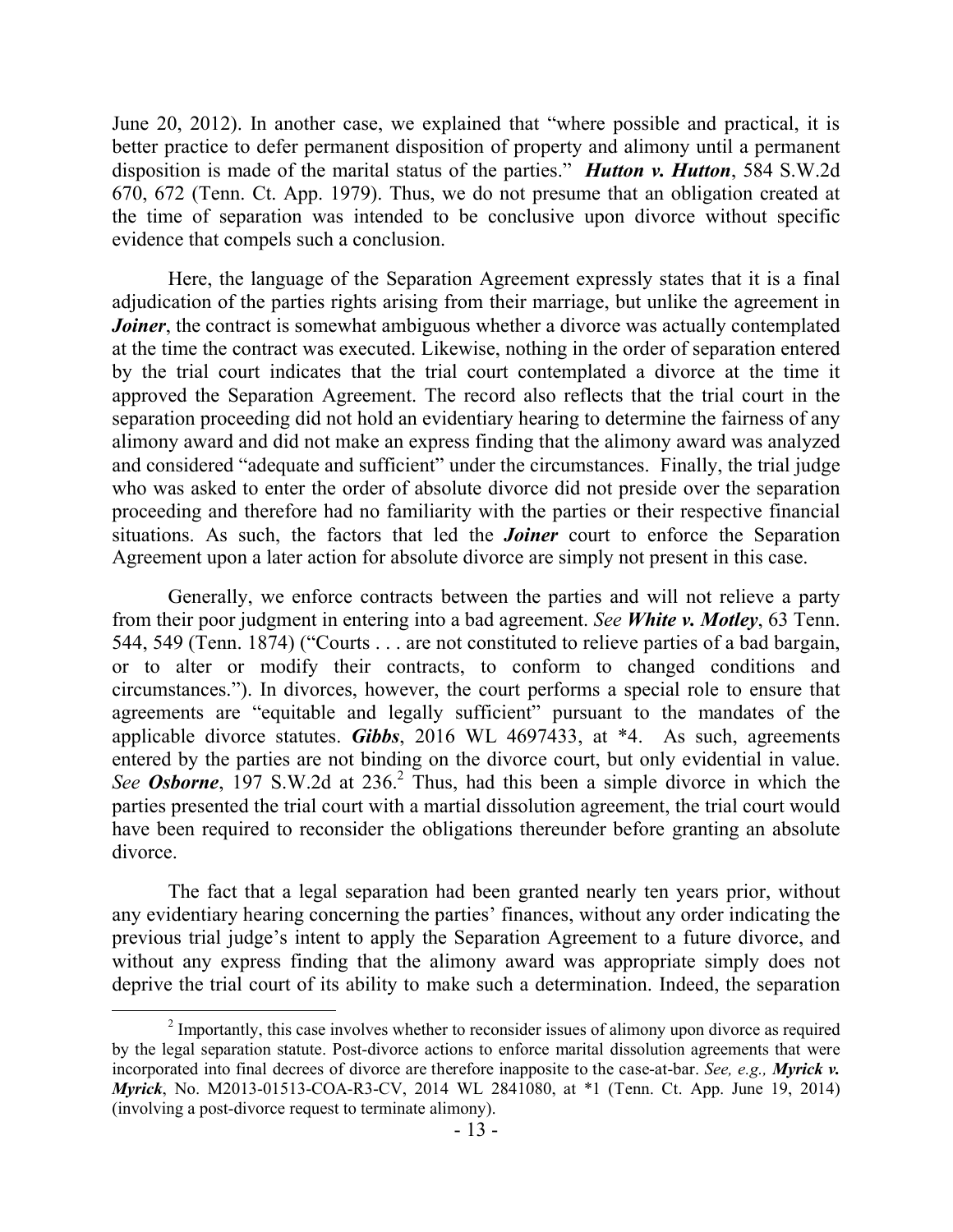June 20, 2012). In another case, we explained that "where possible and practical, it is better practice to defer permanent disposition of property and alimony until a permanent disposition is made of the marital status of the parties." ***Hutton v. Hutton***, 584 S.W.2d 670, 672 (Tenn. Ct. App. 1979). Thus, we do not presume that an obligation created at the time of separation was intended to be conclusive upon divorce without specific evidence that compels such a conclusion.

Here, the language of the Separation Agreement expressly states that it is a final adjudication of the parties rights arising from their marriage, but unlike the agreement in ***Joiner***, the contract is somewhat ambiguous whether a divorce was actually contemplated at the time the contract was executed. Likewise, nothing in the order of separation entered by the trial court indicates that the trial court contemplated a divorce at the time it approved the Separation Agreement. The record also reflects that the trial court in the separation proceeding did not hold an evidentiary hearing to determine the fairness of any alimony award and did not make an express finding that the alimony award was analyzed and considered "adequate and sufficient" under the circumstances. Finally, the trial judge who was asked to enter the order of absolute divorce did not preside over the separation proceeding and therefore had no familiarity with the parties or their respective financial situations. As such, the factors that led the ***Joiner*** court to enforce the Separation Agreement upon a later action for absolute divorce are simply not present in this case.

Generally, we enforce contracts between the parties and will not relieve a party from their poor judgment in entering into a bad agreement. *See* ***White v. Motley***, 63 Tenn. 544, 549 (Tenn. 1874) ("Courts . . . are not constituted to relieve parties of a bad bargain, or to alter or modify their contracts, to conform to changed conditions and circumstances."). In divorces, however, the court performs a special role to ensure that agreements are "equitable and legally sufficient" pursuant to the mandates of the applicable divorce statutes. ***Gibbs***, 2016 WL 4697433, at *4. As such, agreements entered by the parties are not binding on the divorce court, but only evidential in value. *See* ***Osborne***, 197 S.W.2d at 236.[2] Thus, had this been a simple divorce in which the parties presented the trial court with a martial dissolution agreement, the trial court would have been required to reconsider the obligations thereunder before granting an absolute divorce.

The fact that a legal separation had been granted nearly ten years prior, without any evidentiary hearing concerning the parties' finances, without any order indicating the previous trial judge's intent to apply the Separation Agreement to a future divorce, and without any express finding that the alimony award was appropriate simply does not deprive the trial court of its ability to make such a determination. Indeed, the separation

---

[2] Importantly, this case involves whether to reconsider issues of alimony upon divorce as required by the legal separation statute. Post-divorce actions to enforce marital dissolution agreements that were incorporated into final decrees of divorce are therefore inapposite to the case-at-bar. *See, e.g.,* ***Myrick v. Myrick***, No. M2013-01513-COA-R3-CV, 2014 WL 2841080, at *1 (Tenn. Ct. App. June 19, 2014) (involving a post-divorce request to terminate alimony).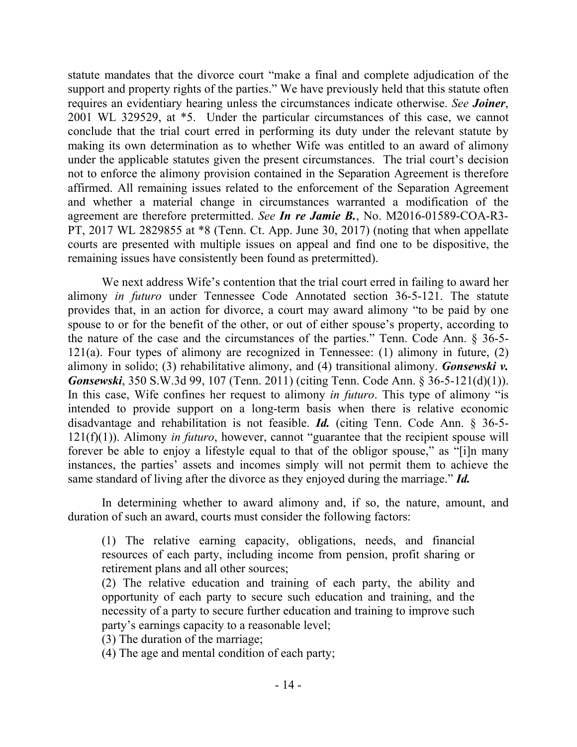statute mandates that the divorce court "make a final and complete adjudication of the support and property rights of the parties." We have previously held that this statute often requires an evidentiary hearing unless the circumstances indicate otherwise. *See* ***Joiner***, 2001 WL 329529, at *5. Under the particular circumstances of this case, we cannot conclude that the trial court erred in performing its duty under the relevant statute by making its own determination as to whether Wife was entitled to an award of alimony under the applicable statutes given the present circumstances. The trial court's decision not to enforce the alimony provision contained in the Separation Agreement is therefore affirmed. All remaining issues related to the enforcement of the Separation Agreement and whether a material change in circumstances warranted a modification of the agreement are therefore pretermitted. *See* ***In re Jamie B.***, No. M2016-01589-COA-R3-PT, 2017 WL 2829855 at *8 (Tenn. Ct. App. June 30, 2017) (noting that when appellate courts are presented with multiple issues on appeal and find one to be dispositive, the remaining issues have consistently been found as pretermitted).

We next address Wife's contention that the trial court erred in failing to award her alimony *in futuro* under Tennessee Code Annotated section 36-5-121. The statute provides that, in an action for divorce, a court may award alimony "to be paid by one spouse to or for the benefit of the other, or out of either spouse's property, according to the nature of the case and the circumstances of the parties." Tenn. Code Ann. § 36-5-121(a). Four types of alimony are recognized in Tennessee: (1) alimony in future, (2) alimony in solido; (3) rehabilitative alimony, and (4) transitional alimony. ***Gonsewski v. Gonsewski***, 350 S.W.3d 99, 107 (Tenn. 2011) (citing Tenn. Code Ann. § 36-5-121(d)(1)). In this case, Wife confines her request to alimony *in futuro*. This type of alimony "is intended to provide support on a long-term basis when there is relative economic disadvantage and rehabilitation is not feasible. ***Id.*** (citing Tenn. Code Ann. § 36-5-121(f)(1)). Alimony *in futuro*, however, cannot "guarantee that the recipient spouse will forever be able to enjoy a lifestyle equal to that of the obligor spouse," as "[i]n many instances, the parties' assets and incomes simply will not permit them to achieve the same standard of living after the divorce as they enjoyed during the marriage." ***Id.***

In determining whether to award alimony and, if so, the nature, amount, and duration of such an award, courts must consider the following factors:

> (1) The relative earning capacity, obligations, needs, and financial resources of each party, including income from pension, profit sharing or retirement plans and all other sources;
> (2) The relative education and training of each party, the ability and opportunity of each party to secure such education and training, and the necessity of a party to secure further education and training to improve such party's earnings capacity to a reasonable level;
> (3) The duration of the marriage;
> (4) The age and mental condition of each party;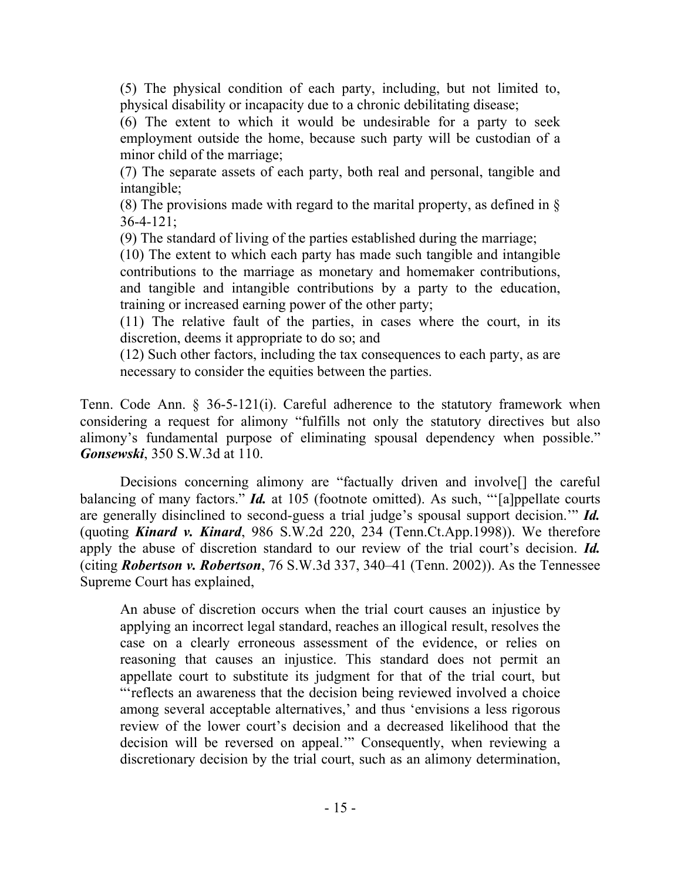> (5) The physical condition of each party, including, but not limited to, physical disability or incapacity due to a chronic debilitating disease;
>
> (6) The extent to which it would be undesirable for a party to seek employment outside the home, because such party will be custodian of a minor child of the marriage;
>
> (7) The separate assets of each party, both real and personal, tangible and intangible;
>
> (8) The provisions made with regard to the marital property, as defined in § 36-4-121;
>
> (9) The standard of living of the parties established during the marriage;
>
> (10) The extent to which each party has made such tangible and intangible contributions to the marriage as monetary and homemaker contributions, and tangible and intangible contributions by a party to the education, training or increased earning power of the other party;
>
> (11) The relative fault of the parties, in cases where the court, in its discretion, deems it appropriate to do so; and
>
> (12) Such other factors, including the tax consequences to each party, as are necessary to consider the equities between the parties.

Tenn. Code Ann. § 36-5-121(i). Careful adherence to the statutory framework when considering a request for alimony "fulfills not only the statutory directives but also alimony's fundamental purpose of eliminating spousal dependency when possible." ***Gonsewski***, 350 S.W.3d at 110.

Decisions concerning alimony are "factually driven and involve[] the careful balancing of many factors." ***Id.*** at 105 (footnote omitted). As such, "'[a]ppellate courts are generally disinclined to second-guess a trial judge's spousal support decision.'" ***Id.*** (quoting ***Kinard v. Kinard***, 986 S.W.2d 220, 234 (Tenn.Ct.App.1998)). We therefore apply the abuse of discretion standard to our review of the trial court's decision. ***Id.*** (citing ***Robertson v. Robertson***, 76 S.W.3d 337, 340–41 (Tenn. 2002)). As the Tennessee Supreme Court has explained,

> An abuse of discretion occurs when the trial court causes an injustice by applying an incorrect legal standard, reaches an illogical result, resolves the case on a clearly erroneous assessment of the evidence, or relies on reasoning that causes an injustice. This standard does not permit an appellate court to substitute its judgment for that of the trial court, but "'reflects an awareness that the decision being reviewed involved a choice among several acceptable alternatives,' and thus 'envisions a less rigorous review of the lower court's decision and a decreased likelihood that the decision will be reversed on appeal.'" Consequently, when reviewing a discretionary decision by the trial court, such as an alimony determination,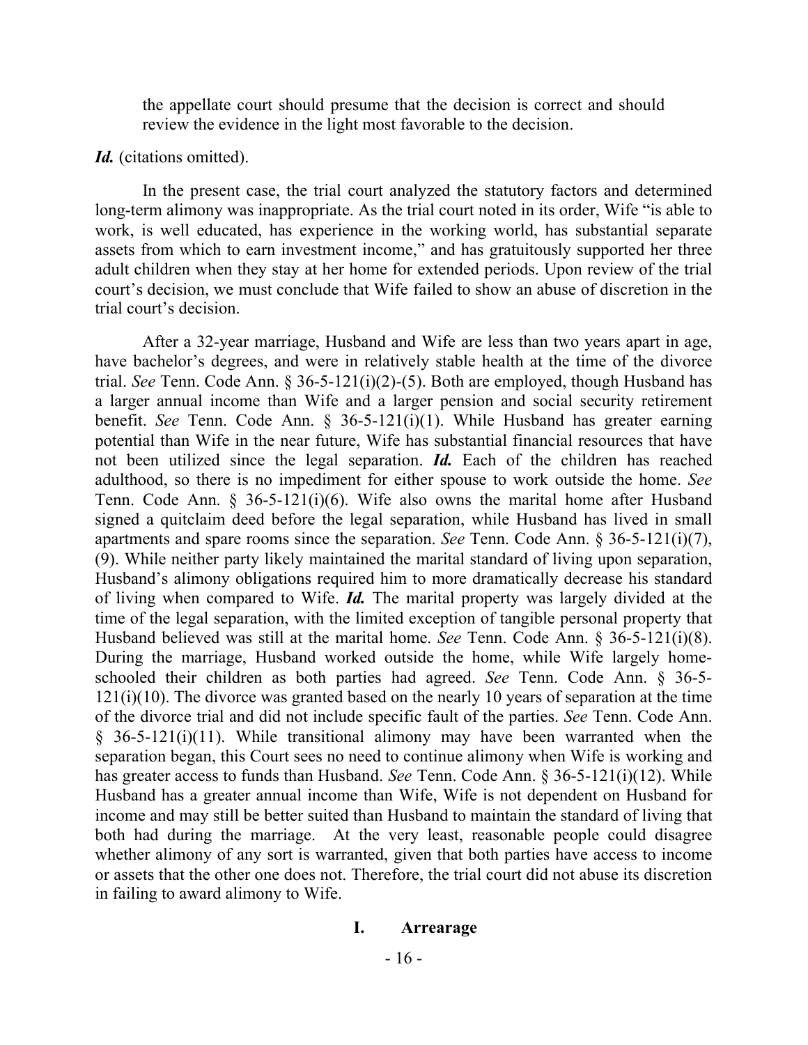the appellate court should presume that the decision is correct and should review the evidence in the light most favorable to the decision.

***Id.*** (citations omitted).

In the present case, the trial court analyzed the statutory factors and determined long-term alimony was inappropriate. As the trial court noted in its order, Wife "is able to work, is well educated, has experience in the working world, has substantial separate assets from which to earn investment income," and has gratuitously supported her three adult children when they stay at her home for extended periods. Upon review of the trial court's decision, we must conclude that Wife failed to show an abuse of discretion in the trial court's decision.

After a 32-year marriage, Husband and Wife are less than two years apart in age, have bachelor's degrees, and were in relatively stable health at the time of the divorce trial. *See* Tenn. Code Ann. § 36-5-121(i)(2)-(5). Both are employed, though Husband has a larger annual income than Wife and a larger pension and social security retirement benefit. *See* Tenn. Code Ann. § 36-5-121(i)(1). While Husband has greater earning potential than Wife in the near future, Wife has substantial financial resources that have not been utilized since the legal separation. ***Id.*** Each of the children has reached adulthood, so there is no impediment for either spouse to work outside the home. *See* Tenn. Code Ann. § 36-5-121(i)(6). Wife also owns the marital home after Husband signed a quitclaim deed before the legal separation, while Husband has lived in small apartments and spare rooms since the separation. *See* Tenn. Code Ann. § 36-5-121(i)(7), (9). While neither party likely maintained the marital standard of living upon separation, Husband's alimony obligations required him to more dramatically decrease his standard of living when compared to Wife. ***Id.*** The marital property was largely divided at the time of the legal separation, with the limited exception of tangible personal property that Husband believed was still at the marital home. *See* Tenn. Code Ann. § 36-5-121(i)(8). During the marriage, Husband worked outside the home, while Wife largely home-schooled their children as both parties had agreed. *See* Tenn. Code Ann. § 36-5-121(i)(10). The divorce was granted based on the nearly 10 years of separation at the time of the divorce trial and did not include specific fault of the parties. *See* Tenn. Code Ann. § 36-5-121(i)(11). While transitional alimony may have been warranted when the separation began, this Court sees no need to continue alimony when Wife is working and has greater access to funds than Husband. *See* Tenn. Code Ann. § 36-5-121(i)(12). While Husband has a greater annual income than Wife, Wife is not dependent on Husband for income and may still be better suited than Husband to maintain the standard of living that both had during the marriage. At the very least, reasonable people could disagree whether alimony of any sort is warranted, given that both parties have access to income or assets that the other one does not. Therefore, the trial court did not abuse its discretion in failing to award alimony to Wife.

## I. Arrearage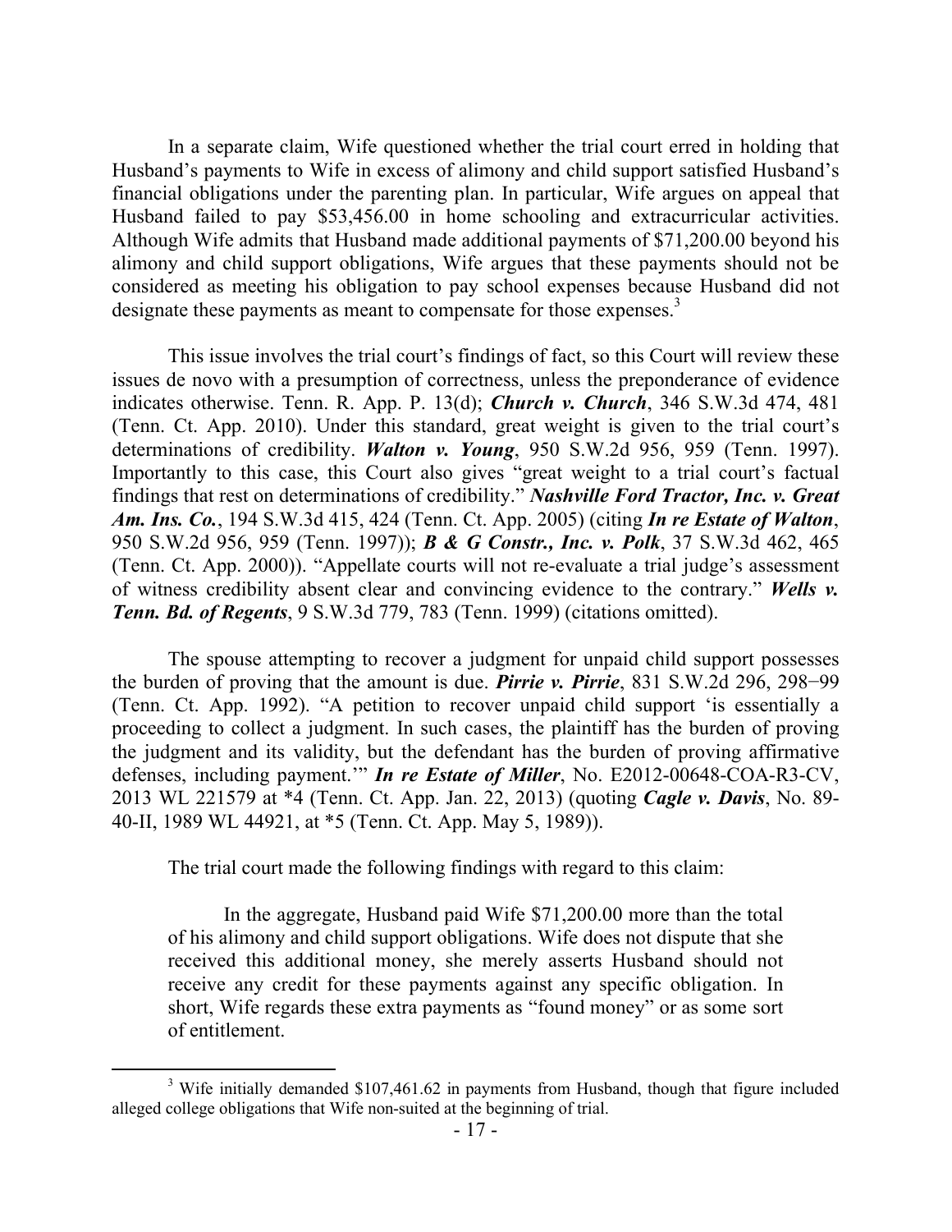In a separate claim, Wife questioned whether the trial court erred in holding that Husband's payments to Wife in excess of alimony and child support satisfied Husband's financial obligations under the parenting plan. In particular, Wife argues on appeal that Husband failed to pay $53,456.00 in home schooling and extracurricular activities. Although Wife admits that Husband made additional payments of $71,200.00 beyond his alimony and child support obligations, Wife argues that these payments should not be considered as meeting his obligation to pay school expenses because Husband did not designate these payments as meant to compensate for those expenses.[3]

This issue involves the trial court's findings of fact, so this Court will review these issues de novo with a presumption of correctness, unless the preponderance of evidence indicates otherwise. Tenn. R. App. P. 13(d); ***Church v. Church***, 346 S.W.3d 474, 481 (Tenn. Ct. App. 2010). Under this standard, great weight is given to the trial court's determinations of credibility. ***Walton v. Young***, 950 S.W.2d 956, 959 (Tenn. 1997). Importantly to this case, this Court also gives "great weight to a trial court's factual findings that rest on determinations of credibility." ***Nashville Ford Tractor, Inc. v. Great Am. Ins. Co.***, 194 S.W.3d 415, 424 (Tenn. Ct. App. 2005) (citing ***In re Estate of Walton***, 950 S.W.2d 956, 959 (Tenn. 1997)); ***B & G Constr., Inc. v. Polk***, 37 S.W.3d 462, 465 (Tenn. Ct. App. 2000)). "Appellate courts will not re-evaluate a trial judge's assessment of witness credibility absent clear and convincing evidence to the contrary." ***Wells v. Tenn. Bd. of Regents***, 9 S.W.3d 779, 783 (Tenn. 1999) (citations omitted).

The spouse attempting to recover a judgment for unpaid child support possesses the burden of proving that the amount is due. ***Pirrie v. Pirrie***, 831 S.W.2d 296, 298−99 (Tenn. Ct. App. 1992). "A petition to recover unpaid child support 'is essentially a proceeding to collect a judgment. In such cases, the plaintiff has the burden of proving the judgment and its validity, but the defendant has the burden of proving affirmative defenses, including payment.'" ***In re Estate of Miller***, No. E2012-00648-COA-R3-CV, 2013 WL 221579 at *4 (Tenn. Ct. App. Jan. 22, 2013) (quoting ***Cagle v. Davis***, No. 89-40-II, 1989 WL 44921, at *5 (Tenn. Ct. App. May 5, 1989)).

The trial court made the following findings with regard to this claim:

> In the aggregate, Husband paid Wife $71,200.00 more than the total of his alimony and child support obligations. Wife does not dispute that she received this additional money, she merely asserts Husband should not receive any credit for these payments against any specific obligation. In short, Wife regards these extra payments as "found money" or as some sort of entitlement.

---

[3] Wife initially demanded $107,461.62 in payments from Husband, though that figure included alleged college obligations that Wife non-suited at the beginning of trial.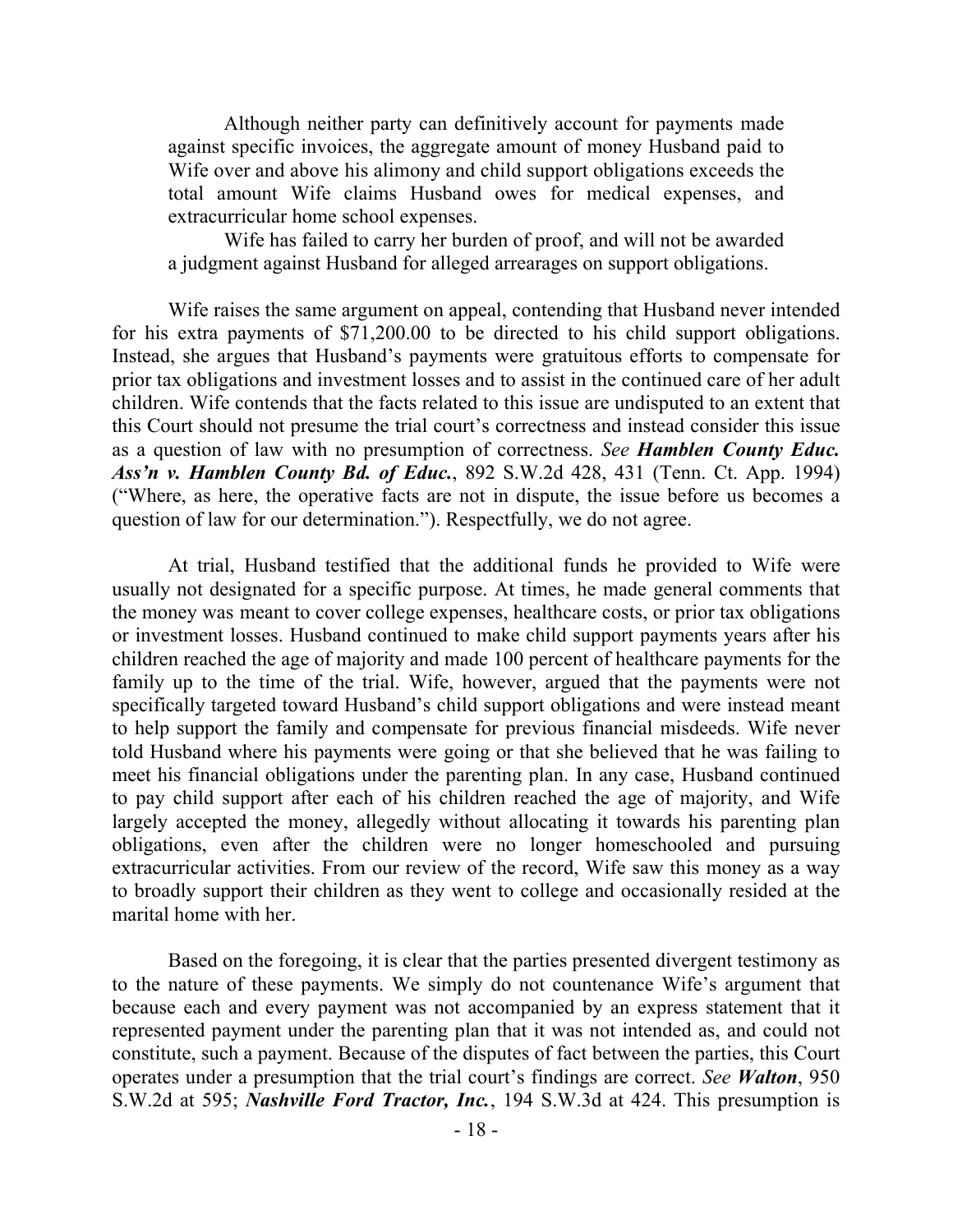> Although neither party can definitively account for payments made against specific invoices, the aggregate amount of money Husband paid to Wife over and above his alimony and child support obligations exceeds the total amount Wife claims Husband owes for medical expenses, and extracurricular home school expenses.
>
> Wife has failed to carry her burden of proof, and will not be awarded a judgment against Husband for alleged arrearages on support obligations.

Wife raises the same argument on appeal, contending that Husband never intended for his extra payments of $71,200.00 to be directed to his child support obligations. Instead, she argues that Husband's payments were gratuitous efforts to compensate for prior tax obligations and investment losses and to assist in the continued care of her adult children. Wife contends that the facts related to this issue are undisputed to an extent that this Court should not presume the trial court's correctness and instead consider this issue as a question of law with no presumption of correctness. *See* ***Hamblen County Educ. Ass'n v. Hamblen County Bd. of Educ.***, 892 S.W.2d 428, 431 (Tenn. Ct. App. 1994) ("Where, as here, the operative facts are not in dispute, the issue before us becomes a question of law for our determination."). Respectfully, we do not agree.

At trial, Husband testified that the additional funds he provided to Wife were usually not designated for a specific purpose. At times, he made general comments that the money was meant to cover college expenses, healthcare costs, or prior tax obligations or investment losses. Husband continued to make child support payments years after his children reached the age of majority and made 100 percent of healthcare payments for the family up to the time of the trial. Wife, however, argued that the payments were not specifically targeted toward Husband's child support obligations and were instead meant to help support the family and compensate for previous financial misdeeds. Wife never told Husband where his payments were going or that she believed that he was failing to meet his financial obligations under the parenting plan. In any case, Husband continued to pay child support after each of his children reached the age of majority, and Wife largely accepted the money, allegedly without allocating it towards his parenting plan obligations, even after the children were no longer homeschooled and pursuing extracurricular activities. From our review of the record, Wife saw this money as a way to broadly support their children as they went to college and occasionally resided at the marital home with her.

Based on the foregoing, it is clear that the parties presented divergent testimony as to the nature of these payments. We simply do not countenance Wife's argument that because each and every payment was not accompanied by an express statement that it represented payment under the parenting plan that it was not intended as, and could not constitute, such a payment. Because of the disputes of fact between the parties, this Court operates under a presumption that the trial court's findings are correct. *See* ***Walton***, 950 S.W.2d at 595; ***Nashville Ford Tractor, Inc.***, 194 S.W.3d at 424. This presumption is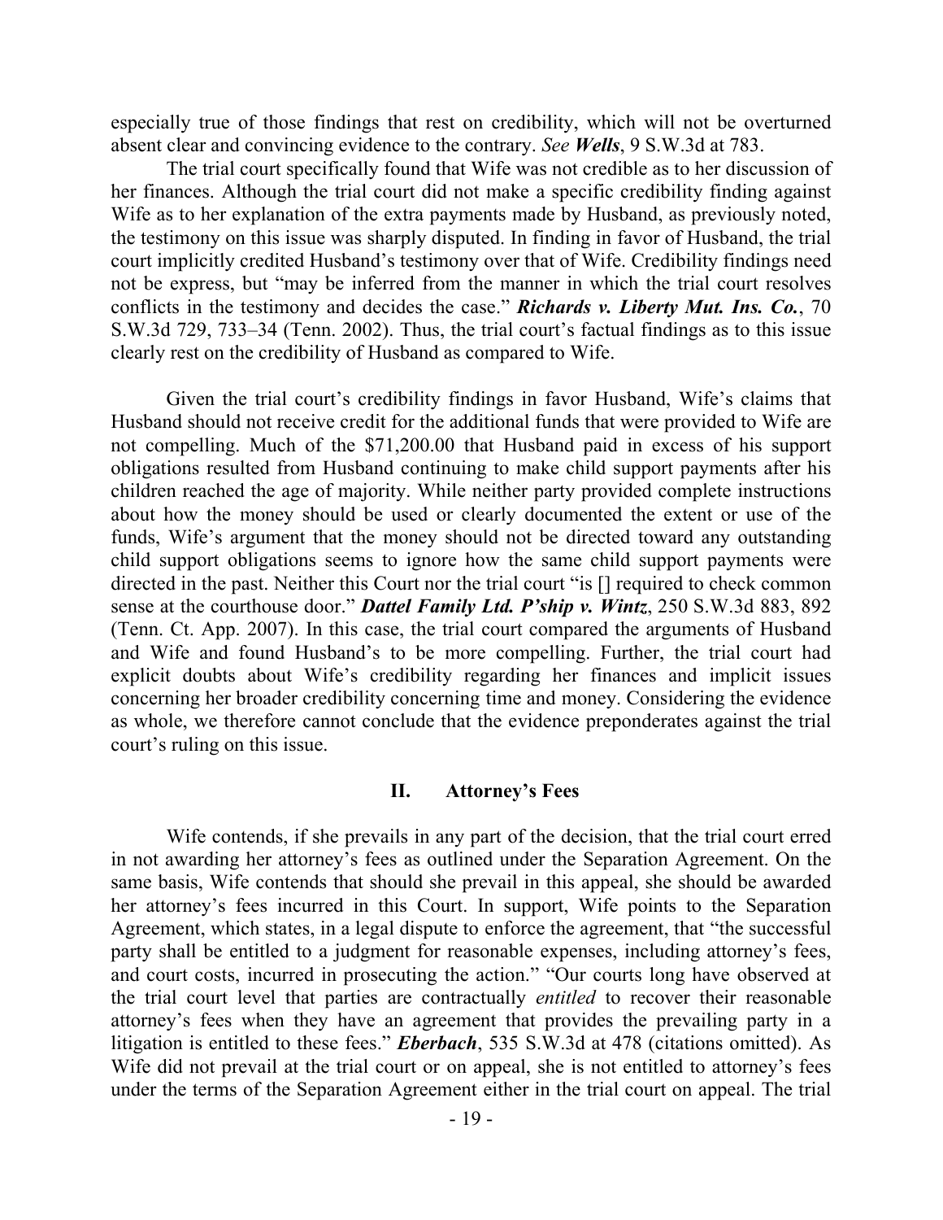especially true of those findings that rest on credibility, which will not be overturned absent clear and convincing evidence to the contrary. *See* ***Wells***, 9 S.W.3d at 783.

The trial court specifically found that Wife was not credible as to her discussion of her finances. Although the trial court did not make a specific credibility finding against Wife as to her explanation of the extra payments made by Husband, as previously noted, the testimony on this issue was sharply disputed. In finding in favor of Husband, the trial court implicitly credited Husband's testimony over that of Wife. Credibility findings need not be express, but "may be inferred from the manner in which the trial court resolves conflicts in the testimony and decides the case." ***Richards v. Liberty Mut. Ins. Co.***, 70 S.W.3d 729, 733–34 (Tenn. 2002). Thus, the trial court's factual findings as to this issue clearly rest on the credibility of Husband as compared to Wife.

Given the trial court's credibility findings in favor Husband, Wife's claims that Husband should not receive credit for the additional funds that were provided to Wife are not compelling. Much of the $71,200.00 that Husband paid in excess of his support obligations resulted from Husband continuing to make child support payments after his children reached the age of majority. While neither party provided complete instructions about how the money should be used or clearly documented the extent or use of the funds, Wife's argument that the money should not be directed toward any outstanding child support obligations seems to ignore how the same child support payments were directed in the past. Neither this Court nor the trial court "is [] required to check common sense at the courthouse door." ***Dattel Family Ltd. P'ship v. Wintz***, 250 S.W.3d 883, 892 (Tenn. Ct. App. 2007). In this case, the trial court compared the arguments of Husband and Wife and found Husband's to be more compelling. Further, the trial court had explicit doubts about Wife's credibility regarding her finances and implicit issues concerning her broader credibility concerning time and money. Considering the evidence as whole, we therefore cannot conclude that the evidence preponderates against the trial court's ruling on this issue.

## II. Attorney's Fees

Wife contends, if she prevails in any part of the decision, that the trial court erred in not awarding her attorney's fees as outlined under the Separation Agreement. On the same basis, Wife contends that should she prevail in this appeal, she should be awarded her attorney's fees incurred in this Court. In support, Wife points to the Separation Agreement, which states, in a legal dispute to enforce the agreement, that "the successful party shall be entitled to a judgment for reasonable expenses, including attorney's fees, and court costs, incurred in prosecuting the action." "Our courts long have observed at the trial court level that parties are contractually *entitled* to recover their reasonable attorney's fees when they have an agreement that provides the prevailing party in a litigation is entitled to these fees." ***Eberbach***, 535 S.W.3d at 478 (citations omitted). As Wife did not prevail at the trial court or on appeal, she is not entitled to attorney's fees under the terms of the Separation Agreement either in the trial court on appeal. The trial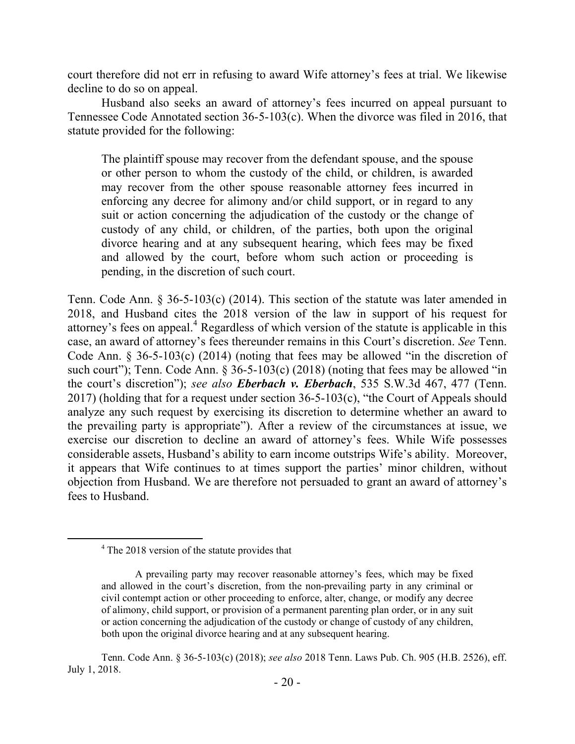court therefore did not err in refusing to award Wife attorney's fees at trial. We likewise decline to do so on appeal.

Husband also seeks an award of attorney's fees incurred on appeal pursuant to Tennessee Code Annotated section 36-5-103(c). When the divorce was filed in 2016, that statute provided for the following:

> The plaintiff spouse may recover from the defendant spouse, and the spouse or other person to whom the custody of the child, or children, is awarded may recover from the other spouse reasonable attorney fees incurred in enforcing any decree for alimony and/or child support, or in regard to any suit or action concerning the adjudication of the custody or the change of custody of any child, or children, of the parties, both upon the original divorce hearing and at any subsequent hearing, which fees may be fixed and allowed by the court, before whom such action or proceeding is pending, in the discretion of such court.

Tenn. Code Ann. § 36-5-103(c) (2014). This section of the statute was later amended in 2018, and Husband cites the 2018 version of the law in support of his request for attorney's fees on appeal.[4] Regardless of which version of the statute is applicable in this case, an award of attorney's fees thereunder remains in this Court's discretion. *See* Tenn. Code Ann. § 36-5-103(c) (2014) (noting that fees may be allowed "in the discretion of such court"); Tenn. Code Ann. § 36-5-103(c) (2018) (noting that fees may be allowed "in the court's discretion"); *see also* ***Eberbach v. Eberbach***, 535 S.W.3d 467, 477 (Tenn. 2017) (holding that for a request under section 36-5-103(c), "the Court of Appeals should analyze any such request by exercising its discretion to determine whether an award to the prevailing party is appropriate"). After a review of the circumstances at issue, we exercise our discretion to decline an award of attorney's fees. While Wife possesses considerable assets, Husband's ability to earn income outstrips Wife's ability. Moreover, it appears that Wife continues to at times support the parties' minor children, without objection from Husband. We are therefore not persuaded to grant an award of attorney's fees to Husband.

---

[4] The 2018 version of the statute provides that

> A prevailing party may recover reasonable attorney's fees, which may be fixed and allowed in the court's discretion, from the non-prevailing party in any criminal or civil contempt action or other proceeding to enforce, alter, change, or modify any decree of alimony, child support, or provision of a permanent parenting plan order, or in any suit or action concerning the adjudication of the custody or change of custody of any children, both upon the original divorce hearing and at any subsequent hearing.

Tenn. Code Ann. § 36-5-103(c) (2018); *see also* 2018 Tenn. Laws Pub. Ch. 905 (H.B. 2526), eff. July 1, 2018.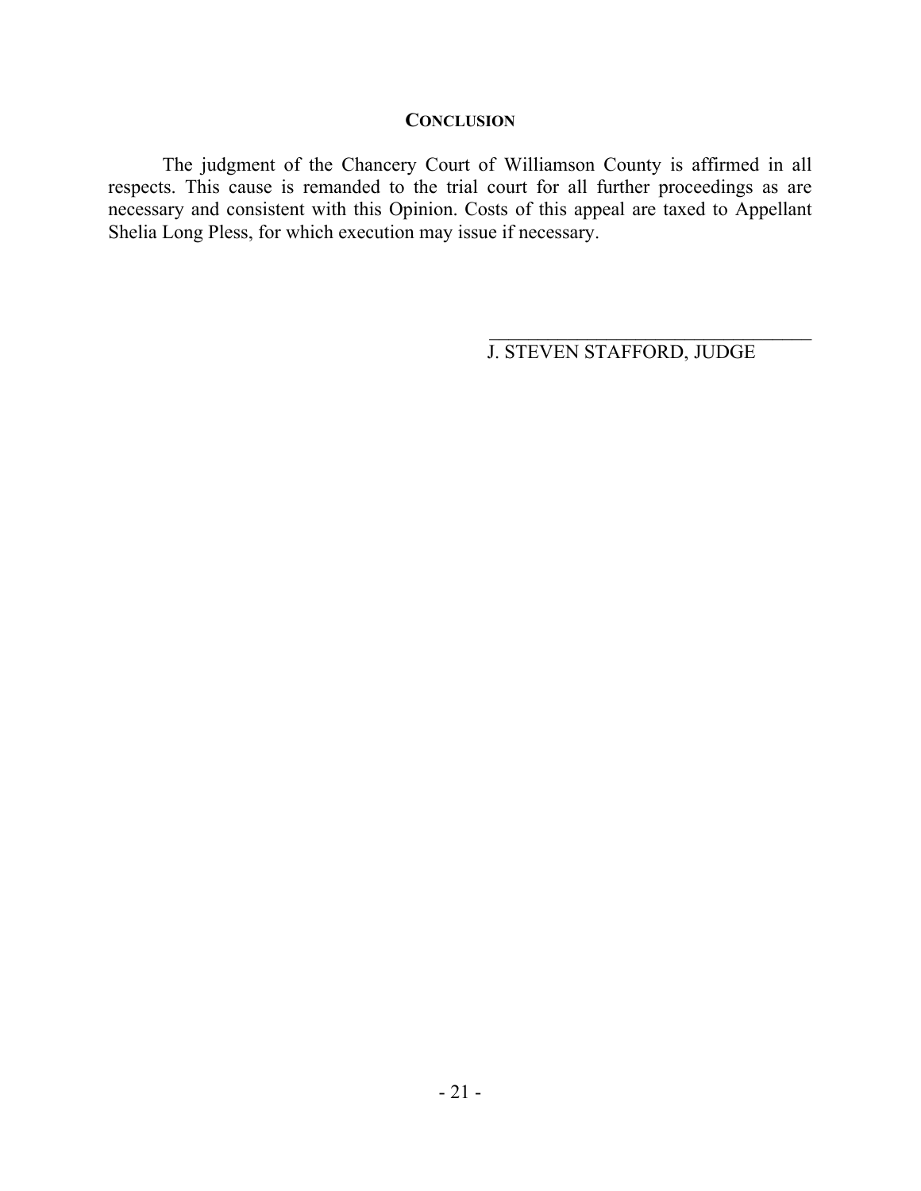## CONCLUSION

The judgment of the Chancery Court of Williamson County is affirmed in all respects. This cause is remanded to the trial court for all further proceedings as are necessary and consistent with this Opinion. Costs of this appeal are taxed to Appellant Shelia Long Pless, for which execution may issue if necessary.

\_\_\_\_\_\_\_\_\_\_\_\_\_\_\_\_\_\_\_\_\_\_\_\_\_\_\_\_\_\_\_\_\_\_\_

J. STEVEN STAFFORD, JUDGE